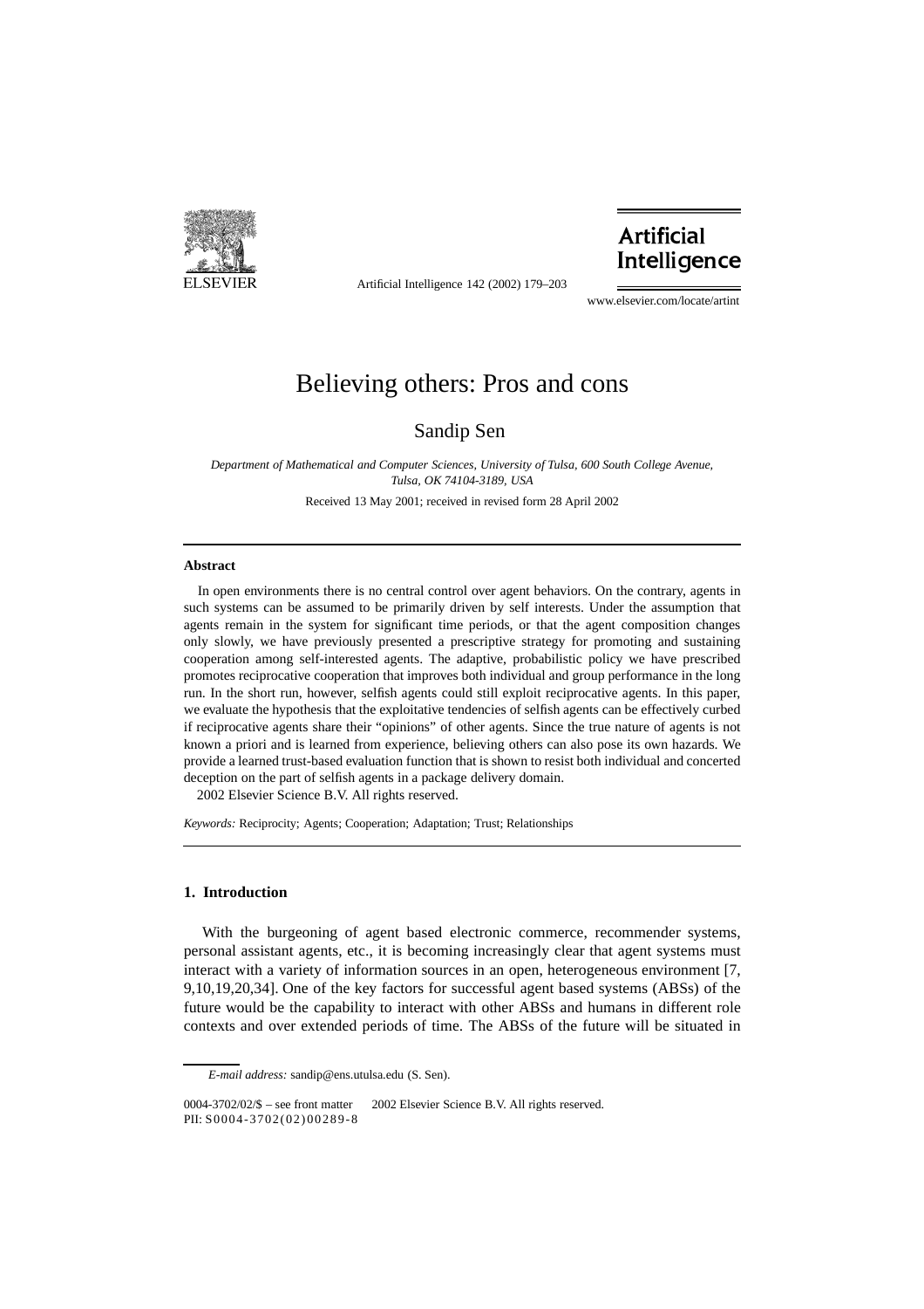# Believing others: Pros and cons

Sandip Sen

*Department of Mathematical and Computer Sciences, University of Tulsa, 600 South College Avenue, Tulsa, OK 74104-3189, USA*

Received 13 May 2001; received in revised form 28 April 2002

---

**Abstract**

In open environments there is no central control over agent behaviors. On the contrary, agents in such systems can be assumed to be primarily driven by self interests. Under the assumption that agents remain in the system for significant time periods, or that the agent composition changes only slowly, we have previously presented a prescriptive strategy for promoting and sustaining cooperation among self-interested agents. The adaptive, probabilistic policy we have prescribed promotes reciprocative cooperation that improves both individual and group performance in the long run. In the short run, however, selfish agents could still exploit reciprocative agents. In this paper, we evaluate the hypothesis that the exploitative tendencies of selfish agents can be effectively curbed if reciprocative agents share their "opinions" of other agents. Since the true nature of agents is not known a priori and is learned from experience, believing others can also pose its own hazards. We provide a learned trust-based evaluation function that is shown to resist both individual and concerted deception on the part of selfish agents in a package delivery domain.

2002 Elsevier Science B.V. All rights reserved.

*Keywords:* Reciprocity; Agents; Cooperation; Adaptation; Trust; Relationships

---

## 1. Introduction

With the burgeoning of agent based electronic commerce, recommender systems, personal assistant agents, etc., it is becoming increasingly clear that agent systems must interact with a variety of information sources in an open, heterogeneous environment [7, 9,10,19,20,34]. One of the key factors for successful agent based systems (ABSs) of the future would be the capability to interact with other ABSs and humans in different role contexts and over extended periods of time. The ABSs of the future will be situated in

*E-mail address:* sandip@ens.utulsa.edu (S. Sen).

0004-3702/02/$ – see front matter 2002 Elsevier Science B.V. All rights reserved.
PII: S0004-3702(02)00289-8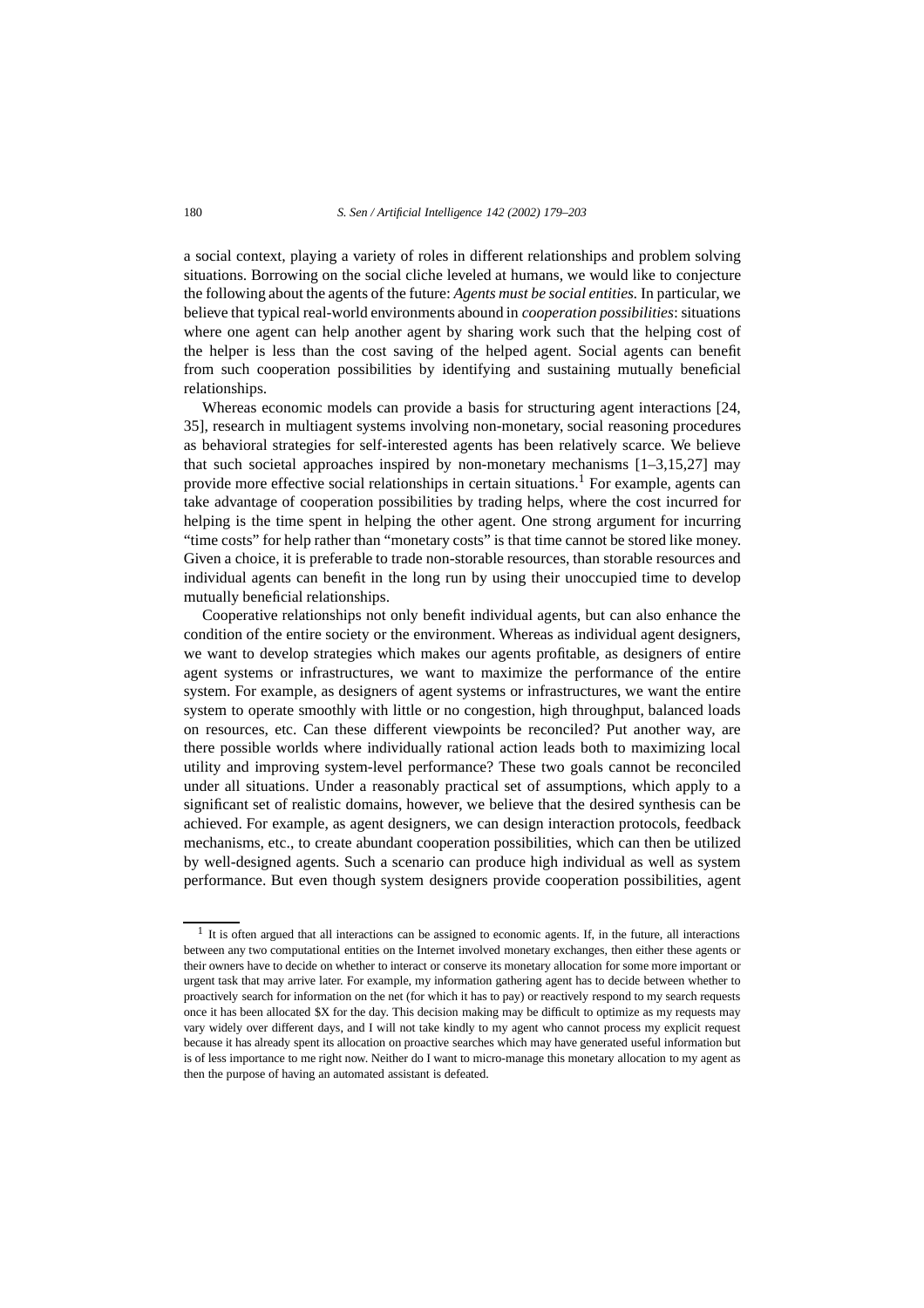a social context, playing a variety of roles in different relationships and problem solving situations. Borrowing on the social cliche leveled at humans, we would like to conjecture the following about the agents of the future: *Agents must be social entities.* In particular, we believe that typical real-world environments abound in *cooperation possibilities*: situations where one agent can help another agent by sharing work such that the helping cost of the helper is less than the cost saving of the helped agent. Social agents can benefit from such cooperation possibilities by identifying and sustaining mutually beneficial relationships.

Whereas economic models can provide a basis for structuring agent interactions [24, 35], research in multiagent systems involving non-monetary, social reasoning procedures as behavioral strategies for self-interested agents has been relatively scarce. We believe that such societal approaches inspired by non-monetary mechanisms [1–3,15,27] may provide more effective social relationships in certain situations.[1] For example, agents can take advantage of cooperation possibilities by trading helps, where the cost incurred for helping is the time spent in helping the other agent. One strong argument for incurring "time costs" for help rather than "monetary costs" is that time cannot be stored like money. Given a choice, it is preferable to trade non-storable resources, than storable resources and individual agents can benefit in the long run by using their unoccupied time to develop mutually beneficial relationships.

Cooperative relationships not only benefit individual agents, but can also enhance the condition of the entire society or the environment. Whereas as individual agent designers, we want to develop strategies which makes our agents profitable, as designers of entire agent systems or infrastructures, we want to maximize the performance of the entire system. For example, as designers of agent systems or infrastructures, we want the entire system to operate smoothly with little or no congestion, high throughput, balanced loads on resources, etc. Can these different viewpoints be reconciled? Put another way, are there possible worlds where individually rational action leads both to maximizing local utility and improving system-level performance? These two goals cannot be reconciled under all situations. Under a reasonably practical set of assumptions, which apply to a significant set of realistic domains, however, we believe that the desired synthesis can be achieved. For example, as agent designers, we can design interaction protocols, feedback mechanisms, etc., to create abundant cooperation possibilities, which can then be utilized by well-designed agents. Such a scenario can produce high individual as well as system performance. But even though system designers provide cooperation possibilities, agent

[1] It is often argued that all interactions can be assigned to economic agents. If, in the future, all interactions between any two computational entities on the Internet involved monetary exchanges, then either these agents or their owners have to decide on whether to interact or conserve its monetary allocation for some more important or urgent task that may arrive later. For example, my information gathering agent has to decide between whether to proactively search for information on the net (for which it has to pay) or reactively respond to my search requests once it has been allocated $X for the day. This decision making may be difficult to optimize as my requests may vary widely over different days, and I will not take kindly to my agent who cannot process my explicit request because it has already spent its allocation on proactive searches which may have generated useful information but is of less importance to me right now. Neither do I want to micro-manage this monetary allocation to my agent as then the purpose of having an automated assistant is defeated.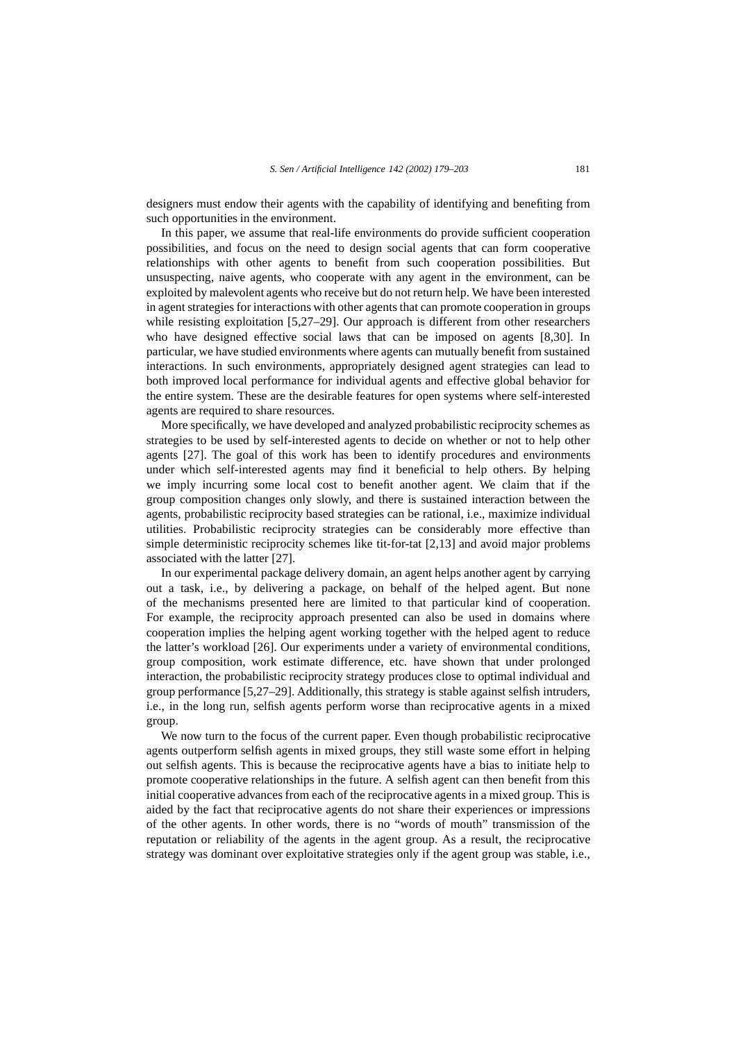designers must endow their agents with the capability of identifying and benefiting from such opportunities in the environment.

In this paper, we assume that real-life environments do provide sufficient cooperation possibilities, and focus on the need to design social agents that can form cooperative relationships with other agents to benefit from such cooperation possibilities. But unsuspecting, naive agents, who cooperate with any agent in the environment, can be exploited by malevolent agents who receive but do not return help. We have been interested in agent strategies for interactions with other agents that can promote cooperation in groups while resisting exploitation [5,27–29]. Our approach is different from other researchers who have designed effective social laws that can be imposed on agents [8,30]. In particular, we have studied environments where agents can mutually benefit from sustained interactions. In such environments, appropriately designed agent strategies can lead to both improved local performance for individual agents and effective global behavior for the entire system. These are the desirable features for open systems where self-interested agents are required to share resources.

More specifically, we have developed and analyzed probabilistic reciprocity schemes as strategies to be used by self-interested agents to decide on whether or not to help other agents [27]. The goal of this work has been to identify procedures and environments under which self-interested agents may find it beneficial to help others. By helping we imply incurring some local cost to benefit another agent. We claim that if the group composition changes only slowly, and there is sustained interaction between the agents, probabilistic reciprocity based strategies can be rational, i.e., maximize individual utilities. Probabilistic reciprocity strategies can be considerably more effective than simple deterministic reciprocity schemes like tit-for-tat [2,13] and avoid major problems associated with the latter [27].

In our experimental package delivery domain, an agent helps another agent by carrying out a task, i.e., by delivering a package, on behalf of the helped agent. But none of the mechanisms presented here are limited to that particular kind of cooperation. For example, the reciprocity approach presented can also be used in domains where cooperation implies the helping agent working together with the helped agent to reduce the latter's workload [26]. Our experiments under a variety of environmental conditions, group composition, work estimate difference, etc. have shown that under prolonged interaction, the probabilistic reciprocity strategy produces close to optimal individual and group performance [5,27–29]. Additionally, this strategy is stable against selfish intruders, i.e., in the long run, selfish agents perform worse than reciprocative agents in a mixed group.

We now turn to the focus of the current paper. Even though probabilistic reciprocative agents outperform selfish agents in mixed groups, they still waste some effort in helping out selfish agents. This is because the reciprocative agents have a bias to initiate help to promote cooperative relationships in the future. A selfish agent can then benefit from this initial cooperative advances from each of the reciprocative agents in a mixed group. This is aided by the fact that reciprocative agents do not share their experiences or impressions of the other agents. In other words, there is no "words of mouth" transmission of the reputation or reliability of the agents in the agent group. As a result, the reciprocative strategy was dominant over exploitative strategies only if the agent group was stable, i.e.,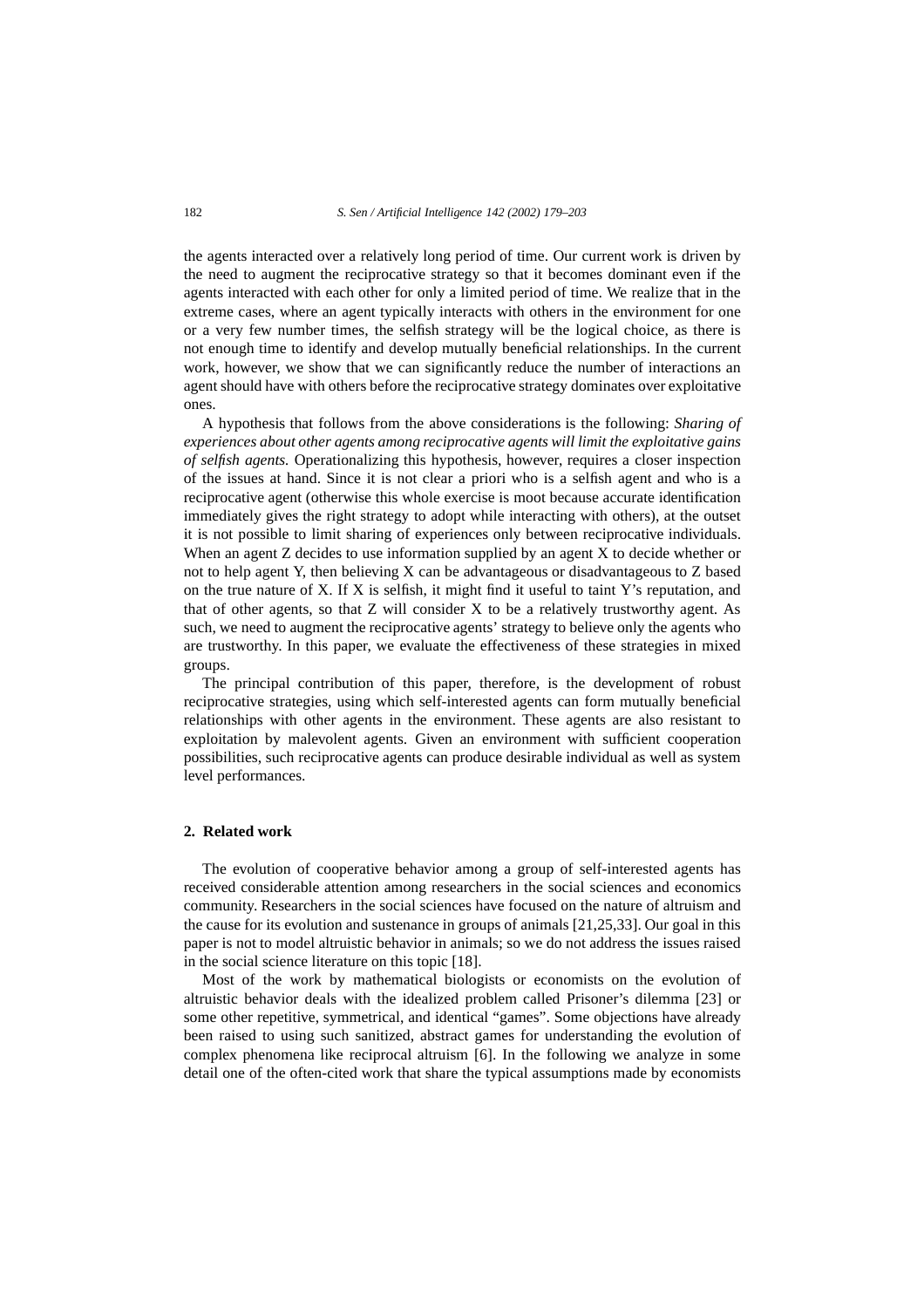the agents interacted over a relatively long period of time. Our current work is driven by the need to augment the reciprocative strategy so that it becomes dominant even if the agents interacted with each other for only a limited period of time. We realize that in the extreme cases, where an agent typically interacts with others in the environment for one or a very few number times, the selfish strategy will be the logical choice, as there is not enough time to identify and develop mutually beneficial relationships. In the current work, however, we show that we can significantly reduce the number of interactions an agent should have with others before the reciprocative strategy dominates over exploitative ones.

A hypothesis that follows from the above considerations is the following: *Sharing of experiences about other agents among reciprocative agents will limit the exploitative gains of selfish agents.* Operationalizing this hypothesis, however, requires a closer inspection of the issues at hand. Since it is not clear a priori who is a selfish agent and who is a reciprocative agent (otherwise this whole exercise is moot because accurate identification immediately gives the right strategy to adopt while interacting with others), at the outset it is not possible to limit sharing of experiences only between reciprocative individuals. When an agent Z decides to use information supplied by an agent X to decide whether or not to help agent Y, then believing X can be advantageous or disadvantageous to Z based on the true nature of X. If X is selfish, it might find it useful to taint Y's reputation, and that of other agents, so that Z will consider X to be a relatively trustworthy agent. As such, we need to augment the reciprocative agents' strategy to believe only the agents who are trustworthy. In this paper, we evaluate the effectiveness of these strategies in mixed groups.

The principal contribution of this paper, therefore, is the development of robust reciprocative strategies, using which self-interested agents can form mutually beneficial relationships with other agents in the environment. These agents are also resistant to exploitation by malevolent agents. Given an environment with sufficient cooperation possibilities, such reciprocative agents can produce desirable individual as well as system level performances.

## 2. Related work

The evolution of cooperative behavior among a group of self-interested agents has received considerable attention among researchers in the social sciences and economics community. Researchers in the social sciences have focused on the nature of altruism and the cause for its evolution and sustenance in groups of animals [21,25,33]. Our goal in this paper is not to model altruistic behavior in animals; so we do not address the issues raised in the social science literature on this topic [18].

Most of the work by mathematical biologists or economists on the evolution of altruistic behavior deals with the idealized problem called Prisoner's dilemma [23] or some other repetitive, symmetrical, and identical "games". Some objections have already been raised to using such sanitized, abstract games for understanding the evolution of complex phenomena like reciprocal altruism [6]. In the following we analyze in some detail one of the often-cited work that share the typical assumptions made by economists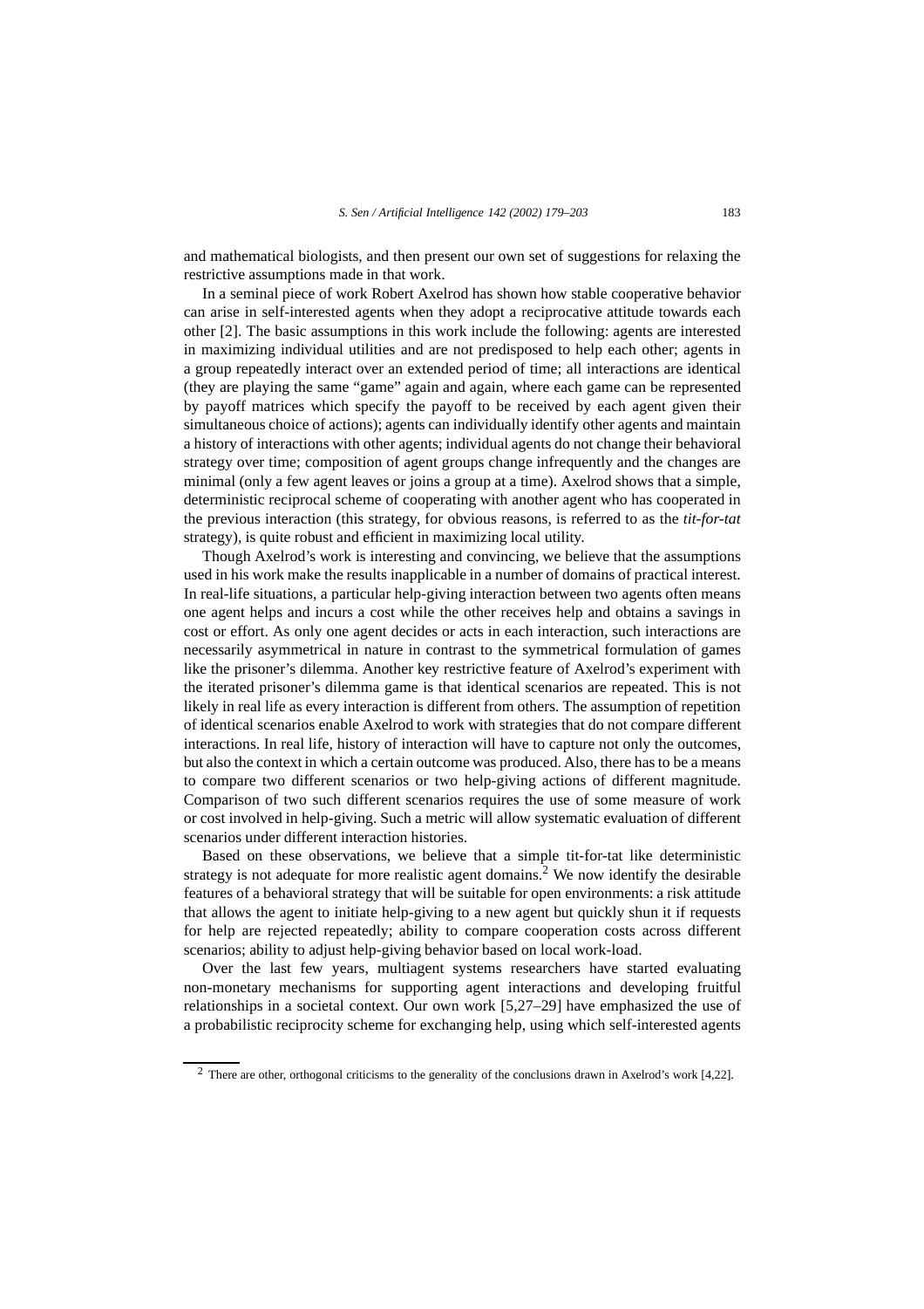and mathematical biologists, and then present our own set of suggestions for relaxing the restrictive assumptions made in that work.

In a seminal piece of work Robert Axelrod has shown how stable cooperative behavior can arise in self-interested agents when they adopt a reciprocative attitude towards each other [2]. The basic assumptions in this work include the following: agents are interested in maximizing individual utilities and are not predisposed to help each other; agents in a group repeatedly interact over an extended period of time; all interactions are identical (they are playing the same "game" again and again, where each game can be represented by payoff matrices which specify the payoff to be received by each agent given their simultaneous choice of actions); agents can individually identify other agents and maintain a history of interactions with other agents; individual agents do not change their behavioral strategy over time; composition of agent groups change infrequently and the changes are minimal (only a few agent leaves or joins a group at a time). Axelrod shows that a simple, deterministic reciprocal scheme of cooperating with another agent who has cooperated in the previous interaction (this strategy, for obvious reasons, is referred to as the *tit-for-tat* strategy), is quite robust and efficient in maximizing local utility.

Though Axelrod's work is interesting and convincing, we believe that the assumptions used in his work make the results inapplicable in a number of domains of practical interest. In real-life situations, a particular help-giving interaction between two agents often means one agent helps and incurs a cost while the other receives help and obtains a savings in cost or effort. As only one agent decides or acts in each interaction, such interactions are necessarily asymmetrical in nature in contrast to the symmetrical formulation of games like the prisoner's dilemma. Another key restrictive feature of Axelrod's experiment with the iterated prisoner's dilemma game is that identical scenarios are repeated. This is not likely in real life as every interaction is different from others. The assumption of repetition of identical scenarios enable Axelrod to work with strategies that do not compare different interactions. In real life, history of interaction will have to capture not only the outcomes, but also the context in which a certain outcome was produced. Also, there has to be a means to compare two different scenarios or two help-giving actions of different magnitude. Comparison of two such different scenarios requires the use of some measure of work or cost involved in help-giving. Such a metric will allow systematic evaluation of different scenarios under different interaction histories.

Based on these observations, we believe that a simple tit-for-tat like deterministic strategy is not adequate for more realistic agent domains.[2] We now identify the desirable features of a behavioral strategy that will be suitable for open environments: a risk attitude that allows the agent to initiate help-giving to a new agent but quickly shun it if requests for help are rejected repeatedly; ability to compare cooperation costs across different scenarios; ability to adjust help-giving behavior based on local work-load.

Over the last few years, multiagent systems researchers have started evaluating non-monetary mechanisms for supporting agent interactions and developing fruitful relationships in a societal context. Our own work [5,27–29] have emphasized the use of a probabilistic reciprocity scheme for exchanging help, using which self-interested agents

[2] There are other, orthogonal criticisms to the generality of the conclusions drawn in Axelrod's work [4,22].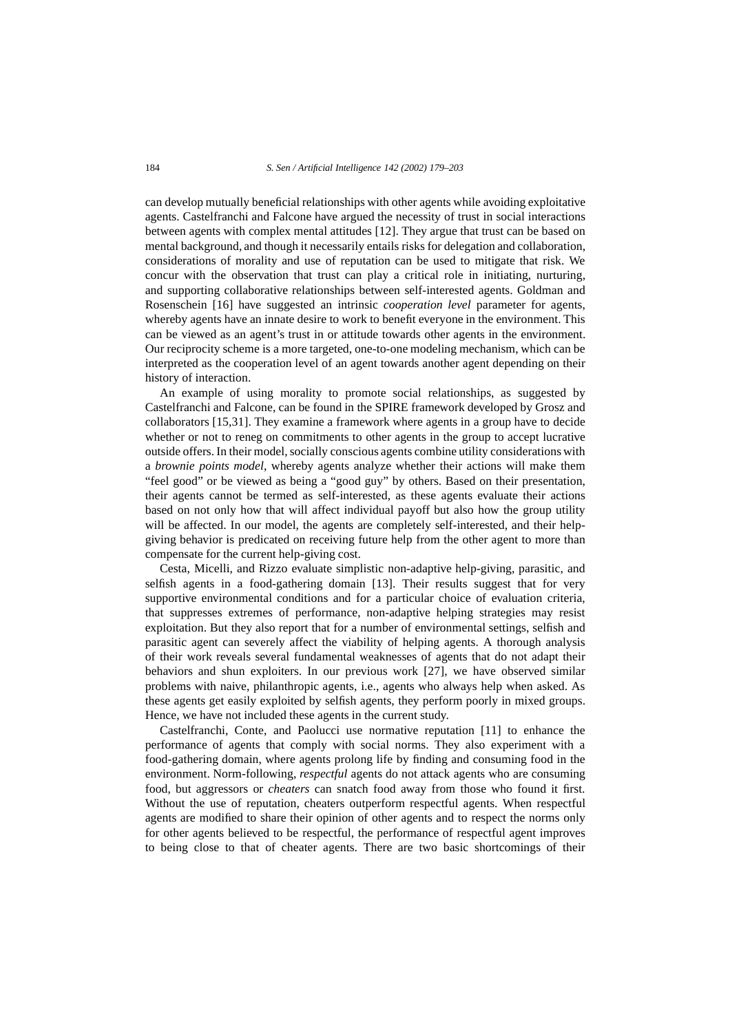can develop mutually beneficial relationships with other agents while avoiding exploitative agents. Castelfranchi and Falcone have argued the necessity of trust in social interactions between agents with complex mental attitudes [12]. They argue that trust can be based on mental background, and though it necessarily entails risks for delegation and collaboration, considerations of morality and use of reputation can be used to mitigate that risk. We concur with the observation that trust can play a critical role in initiating, nurturing, and supporting collaborative relationships between self-interested agents. Goldman and Rosenschein [16] have suggested an intrinsic *cooperation level* parameter for agents, whereby agents have an innate desire to work to benefit everyone in the environment. This can be viewed as an agent's trust in or attitude towards other agents in the environment. Our reciprocity scheme is a more targeted, one-to-one modeling mechanism, which can be interpreted as the cooperation level of an agent towards another agent depending on their history of interaction.

An example of using morality to promote social relationships, as suggested by Castelfranchi and Falcone, can be found in the SPIRE framework developed by Grosz and collaborators [15,31]. They examine a framework where agents in a group have to decide whether or not to reneg on commitments to other agents in the group to accept lucrative outside offers. In their model, socially conscious agents combine utility considerations with a *brownie points model*, whereby agents analyze whether their actions will make them "feel good" or be viewed as being a "good guy" by others. Based on their presentation, their agents cannot be termed as self-interested, as these agents evaluate their actions based on not only how that will affect individual payoff but also how the group utility will be affected. In our model, the agents are completely self-interested, and their help-giving behavior is predicated on receiving future help from the other agent to more than compensate for the current help-giving cost.

Cesta, Micelli, and Rizzo evaluate simplistic non-adaptive help-giving, parasitic, and selfish agents in a food-gathering domain [13]. Their results suggest that for very supportive environmental conditions and for a particular choice of evaluation criteria, that suppresses extremes of performance, non-adaptive helping strategies may resist exploitation. But they also report that for a number of environmental settings, selfish and parasitic agent can severely affect the viability of helping agents. A thorough analysis of their work reveals several fundamental weaknesses of agents that do not adapt their behaviors and shun exploiters. In our previous work [27], we have observed similar problems with naive, philanthropic agents, i.e., agents who always help when asked. As these agents get easily exploited by selfish agents, they perform poorly in mixed groups. Hence, we have not included these agents in the current study.

Castelfranchi, Conte, and Paolucci use normative reputation [11] to enhance the performance of agents that comply with social norms. They also experiment with a food-gathering domain, where agents prolong life by finding and consuming food in the environment. Norm-following, *respectful* agents do not attack agents who are consuming food, but aggressors or *cheaters* can snatch food away from those who found it first. Without the use of reputation, cheaters outperform respectful agents. When respectful agents are modified to share their opinion of other agents and to respect the norms only for other agents believed to be respectful, the performance of respectful agent improves to being close to that of cheater agents. There are two basic shortcomings of their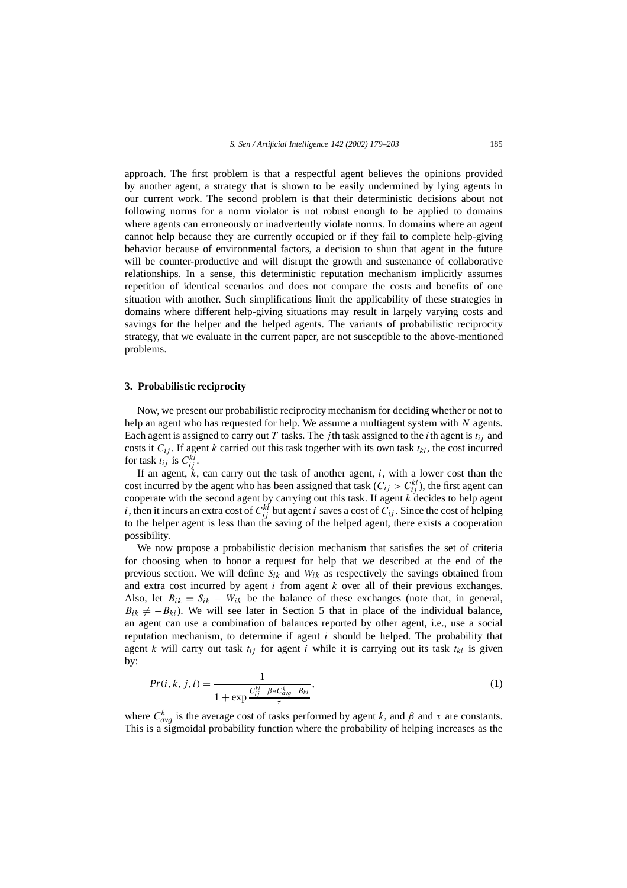approach. The first problem is that a respectful agent believes the opinions provided by another agent, a strategy that is shown to be easily undermined by lying agents in our current work. The second problem is that their deterministic decisions about not following norms for a norm violator is not robust enough to be applied to domains where agents can erroneously or inadvertently violate norms. In domains where an agent cannot help because they are currently occupied or if they fail to complete help-giving behavior because of environmental factors, a decision to shun that agent in the future will be counter-productive and will disrupt the growth and sustenance of collaborative relationships. In a sense, this deterministic reputation mechanism implicitly assumes repetition of identical scenarios and does not compare the costs and benefits of one situation with another. Such simplifications limit the applicability of these strategies in domains where different help-giving situations may result in largely varying costs and savings for the helper and the helped agents. The variants of probabilistic reciprocity strategy, that we evaluate in the current paper, are not susceptible to the above-mentioned problems.

## 3. Probabilistic reciprocity

Now, we present our probabilistic reciprocity mechanism for deciding whether or not to help an agent who has requested for help. We assume a multiagent system with $N$ agents. Each agent is assigned to carry out $T$ tasks. The $j$th task assigned to the $i$th agent is $t_{ij}$ and costs it $C_{ij}$. If agent $k$ carried out this task together with its own task $t_{kl}$, the cost incurred for task $t_{ij}$ is $C_{ij}^{kl}$.

If an agent, $k$, can carry out the task of another agent, $i$, with a lower cost than the cost incurred by the agent who has been assigned that task ($C_{ij} > C_{ij}^{kl}$), the first agent can cooperate with the second agent by carrying out this task. If agent $k$ decides to help agent $i$, then it incurs an extra cost of $C_{ij}^{kl}$ but agent $i$ saves a cost of $C_{ij}$. Since the cost of helping to the helper agent is less than the saving of the helped agent, there exists a cooperation possibility.

We now propose a probabilistic decision mechanism that satisfies the set of criteria for choosing when to honor a request for help that we described at the end of the previous section. We will define $S_{ik}$ and $W_{ik}$ as respectively the savings obtained from and extra cost incurred by agent $i$ from agent $k$ over all of their previous exchanges. Also, let $B_{ik} = S_{ik} - W_{ik}$ be the balance of these exchanges (note that, in general, $B_{ik} \neq -B_{ki}$). We will see later in Section 5 that in place of the individual balance, an agent can use a combination of balances reported by other agent, i.e., use a social reputation mechanism, to determine if agent $i$ should be helped. The probability that agent $k$ will carry out task $t_{ij}$ for agent $i$ while it is carrying out its task $t_{kl}$ is given by:

$$Pr(i,k,j,l) = \frac{1}{1 + \exp \frac{C_{ij}^{kl} - \beta * C_{avg}^{k} - B_{ki}}{\tau}}, \tag{1}$$

where $C_{avg}^{k}$ is the average cost of tasks performed by agent $k$, and $\beta$ and $\tau$ are constants. This is a sigmoidal probability function where the probability of helping increases as the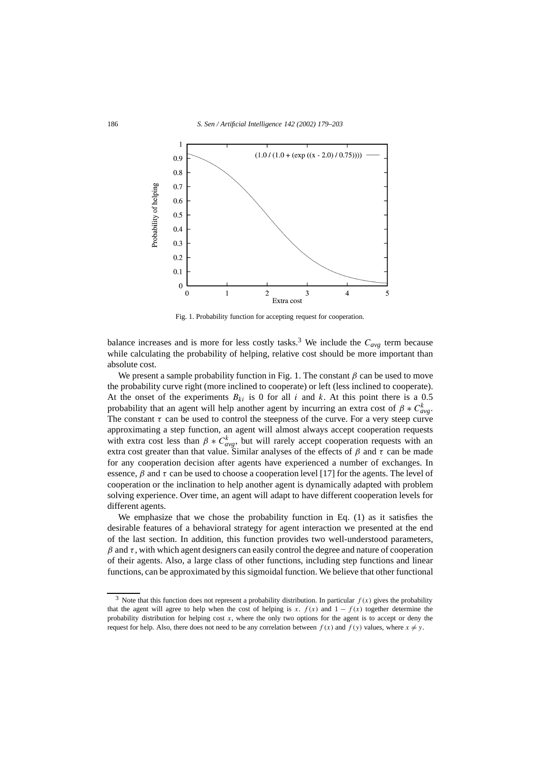Fig. 1. Probability function for accepting request for cooperation.

balance increases and is more for less costly tasks.[3] We include the $C_{avg}$ term because while calculating the probability of helping, relative cost should be more important than absolute cost.

We present a sample probability function in Fig. 1. The constant $\beta$ can be used to move the probability curve right (more inclined to cooperate) or left (less inclined to cooperate). At the onset of the experiments $B_{ki}$ is 0 for all $i$ and $k$. At this point there is a 0.5 probability that an agent will help another agent by incurring an extra cost of $\beta * C^k_{avg}$. The constant $\tau$ can be used to control the steepness of the curve. For a very steep curve approximating a step function, an agent will almost always accept cooperation requests with extra cost less than $\beta * C^k_{avg}$, but will rarely accept cooperation requests with an extra cost greater than that value. Similar analyses of the effects of $\beta$ and $\tau$ can be made for any cooperation decision after agents have experienced a number of exchanges. In essence, $\beta$ and $\tau$ can be used to choose a cooperation level [17] for the agents. The level of cooperation or the inclination to help another agent is dynamically adapted with problem solving experience. Over time, an agent will adapt to have different cooperation levels for different agents.

We emphasize that we chose the probability function in Eq. (1) as it satisfies the desirable features of a behavioral strategy for agent interaction we presented at the end of the last section. In addition, this function provides two well-understood parameters, $\beta$ and $\tau$, with which agent designers can easily control the degree and nature of cooperation of their agents. Also, a large class of other functions, including step functions and linear functions, can be approximated by this sigmoidal function. We believe that other functional

[3] Note that this function does not represent a probability distribution. In particular $f(x)$ gives the probability that the agent will agree to help when the cost of helping is $x$. $f(x)$ and $1 - f(x)$ together determine the probability distribution for helping cost $x$, where the only two options for the agent is to accept or deny the request for help. Also, there does not need to be any correlation between $f(x)$ and $f(y)$ values, where $x \neq y$.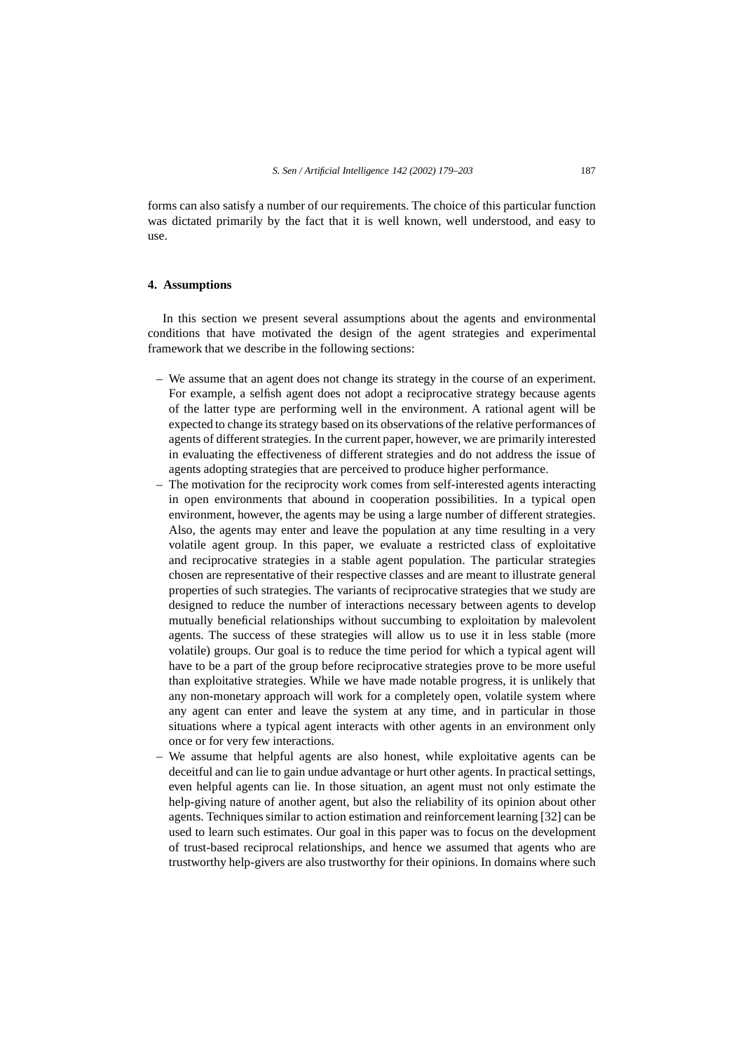forms can also satisfy a number of our requirements. The choice of this particular function was dictated primarily by the fact that it is well known, well understood, and easy to use.

## 4. Assumptions

In this section we present several assumptions about the agents and environmental conditions that have motivated the design of the agent strategies and experimental framework that we describe in the following sections:

- We assume that an agent does not change its strategy in the course of an experiment. For example, a selfish agent does not adopt a reciprocative strategy because agents of the latter type are performing well in the environment. A rational agent will be expected to change its strategy based on its observations of the relative performances of agents of different strategies. In the current paper, however, we are primarily interested in evaluating the effectiveness of different strategies and do not address the issue of agents adopting strategies that are perceived to produce higher performance.
- The motivation for the reciprocity work comes from self-interested agents interacting in open environments that abound in cooperation possibilities. In a typical open environment, however, the agents may be using a large number of different strategies. Also, the agents may enter and leave the population at any time resulting in a very volatile agent group. In this paper, we evaluate a restricted class of exploitative and reciprocative strategies in a stable agent population. The particular strategies chosen are representative of their respective classes and are meant to illustrate general properties of such strategies. The variants of reciprocative strategies that we study are designed to reduce the number of interactions necessary between agents to develop mutually beneficial relationships without succumbing to exploitation by malevolent agents. The success of these strategies will allow us to use it in less stable (more volatile) groups. Our goal is to reduce the time period for which a typical agent will have to be a part of the group before reciprocative strategies prove to be more useful than exploitative strategies. While we have made notable progress, it is unlikely that any non-monetary approach will work for a completely open, volatile system where any agent can enter and leave the system at any time, and in particular in those situations where a typical agent interacts with other agents in an environment only once or for very few interactions.
- We assume that helpful agents are also honest, while exploitative agents can be deceitful and can lie to gain undue advantage or hurt other agents. In practical settings, even helpful agents can lie. In those situation, an agent must not only estimate the help-giving nature of another agent, but also the reliability of its opinion about other agents. Techniques similar to action estimation and reinforcement learning [32] can be used to learn such estimates. Our goal in this paper was to focus on the development of trust-based reciprocal relationships, and hence we assumed that agents who are trustworthy help-givers are also trustworthy for their opinions. In domains where such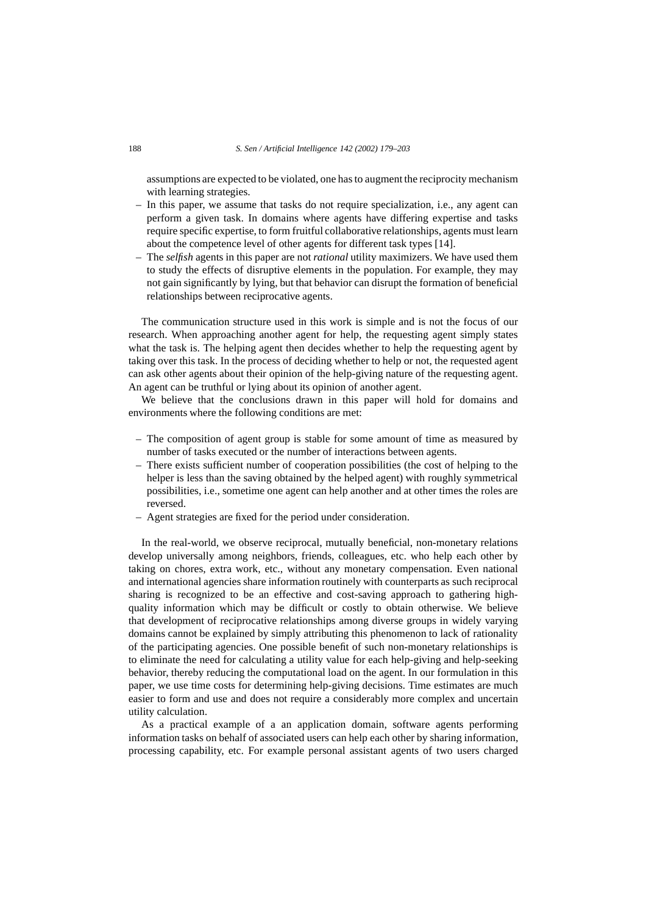assumptions are expected to be violated, one has to augment the reciprocity mechanism with learning strategies.

- In this paper, we assume that tasks do not require specialization, i.e., any agent can perform a given task. In domains where agents have differing expertise and tasks require specific expertise, to form fruitful collaborative relationships, agents must learn about the competence level of other agents for different task types [14].
- The *selfish* agents in this paper are not *rational* utility maximizers. We have used them to study the effects of disruptive elements in the population. For example, they may not gain significantly by lying, but that behavior can disrupt the formation of beneficial relationships between reciprocative agents.

The communication structure used in this work is simple and is not the focus of our research. When approaching another agent for help, the requesting agent simply states what the task is. The helping agent then decides whether to help the requesting agent by taking over this task. In the process of deciding whether to help or not, the requested agent can ask other agents about their opinion of the help-giving nature of the requesting agent. An agent can be truthful or lying about its opinion of another agent.

We believe that the conclusions drawn in this paper will hold for domains and environments where the following conditions are met:

- The composition of agent group is stable for some amount of time as measured by number of tasks executed or the number of interactions between agents.
- There exists sufficient number of cooperation possibilities (the cost of helping to the helper is less than the saving obtained by the helped agent) with roughly symmetrical possibilities, i.e., sometime one agent can help another and at other times the roles are reversed.
- Agent strategies are fixed for the period under consideration.

In the real-world, we observe reciprocal, mutually beneficial, non-monetary relations develop universally among neighbors, friends, colleagues, etc. who help each other by taking on chores, extra work, etc., without any monetary compensation. Even national and international agencies share information routinely with counterparts as such reciprocal sharing is recognized to be an effective and cost-saving approach to gathering high-quality information which may be difficult or costly to obtain otherwise. We believe that development of reciprocative relationships among diverse groups in widely varying domains cannot be explained by simply attributing this phenomenon to lack of rationality of the participating agencies. One possible benefit of such non-monetary relationships is to eliminate the need for calculating a utility value for each help-giving and help-seeking behavior, thereby reducing the computational load on the agent. In our formulation in this paper, we use time costs for determining help-giving decisions. Time estimates are much easier to form and use and does not require a considerably more complex and uncertain utility calculation.

As a practical example of a an application domain, software agents performing information tasks on behalf of associated users can help each other by sharing information, processing capability, etc. For example personal assistant agents of two users charged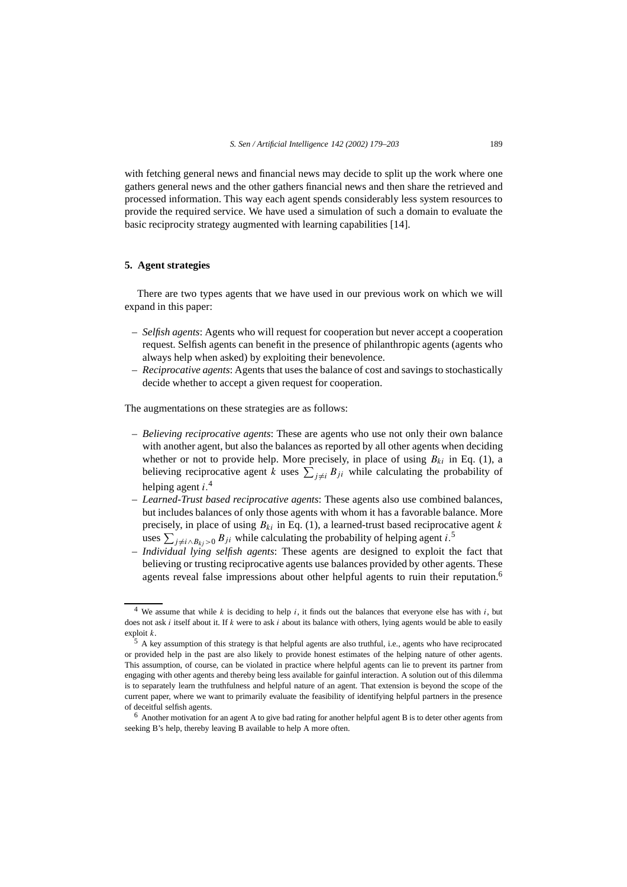with fetching general news and financial news may decide to split up the work where one gathers general news and the other gathers financial news and then share the retrieved and processed information. This way each agent spends considerably less system resources to provide the required service. We have used a simulation of such a domain to evaluate the basic reciprocity strategy augmented with learning capabilities [14].

## 5. Agent strategies

There are two types agents that we have used in our previous work on which we will expand in this paper:

- *Selfish agents*: Agents who will request for cooperation but never accept a cooperation request. Selfish agents can benefit in the presence of philanthropic agents (agents who always help when asked) by exploiting their benevolence.
- *Reciprocative agents*: Agents that uses the balance of cost and savings to stochastically decide whether to accept a given request for cooperation.

The augmentations on these strategies are as follows:

- *Believing reciprocative agents*: These are agents who use not only their own balance with another agent, but also the balances as reported by all other agents when deciding whether or not to provide help. More precisely, in place of using $B_{ki}$ in Eq. (1), a believing reciprocative agent $k$ uses $\sum_{j \neq i} B_{ji}$ while calculating the probability of helping agent $i$.[4]
- *Learned-Trust based reciprocative agents*: These agents also use combined balances, but includes balances of only those agents with whom it has a favorable balance. More precisely, in place of using $B_{ki}$ in Eq. (1), a learned-trust based reciprocative agent $k$ uses $\sum_{j \neq i \wedge B_{kj} > 0} B_{ji}$ while calculating the probability of helping agent $i$.[5]
- *Individual lying selfish agents*: These agents are designed to exploit the fact that believing or trusting reciprocative agents use balances provided by other agents. These agents reveal false impressions about other helpful agents to ruin their reputation.[6]

[4] We assume that while $k$ is deciding to help $i$, it finds out the balances that everyone else has with $i$, but does not ask $i$ itself about it. If $k$ were to ask $i$ about its balance with others, lying agents would be able to easily exploit $k$.

[5] A key assumption of this strategy is that helpful agents are also truthful, i.e., agents who have reciprocated or provided help in the past are also likely to provide honest estimates of the helping nature of other agents. This assumption, of course, can be violated in practice where helpful agents can lie to prevent its partner from engaging with other agents and thereby being less available for gainful interaction. A solution out of this dilemma is to separately learn the truthfulness and helpful nature of an agent. That extension is beyond the scope of the current paper, where we want to primarily evaluate the feasibility of identifying helpful partners in the presence of deceitful selfish agents.

[6] Another motivation for an agent A to give bad rating for another helpful agent B is to deter other agents from seeking B's help, thereby leaving B available to help A more often.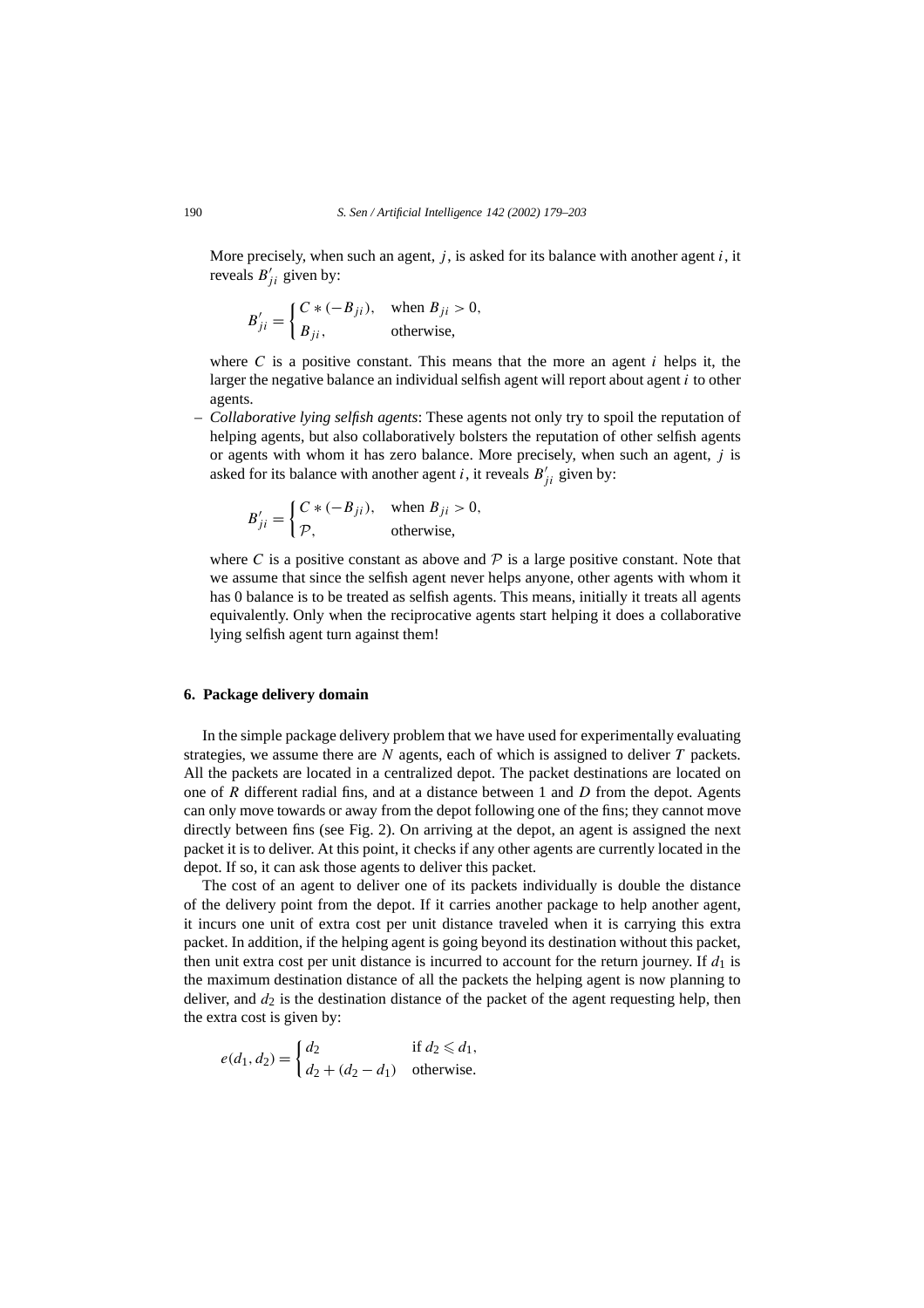More precisely, when such an agent, $j$, is asked for its balance with another agent $i$, it reveals $B'_{ji}$ given by:

$$B'_{ji} = \begin{cases} C * (-B_{ji}), & \text{when } B_{ji} > 0, \\ B_{ji}, & \text{otherwise,} \end{cases}$$

where $C$ is a positive constant. This means that the more an agent $i$ helps it, the larger the negative balance an individual selfish agent will report about agent $i$ to other agents.

– *Collaborative lying selfish agents*: These agents not only try to spoil the reputation of helping agents, but also collaboratively bolsters the reputation of other selfish agents or agents with whom it has zero balance. More precisely, when such an agent, $j$ is asked for its balance with another agent $i$, it reveals $B'_{ji}$ given by:

$$B'_{ji} = \begin{cases} C * (-B_{ji}), & \text{when } B_{ji} > 0, \\ \mathcal{P}, & \text{otherwise,} \end{cases}$$

where $C$ is a positive constant as above and $\mathcal{P}$ is a large positive constant. Note that we assume that since the selfish agent never helps anyone, other agents with whom it has 0 balance is to be treated as selfish agents. This means, initially it treats all agents equivalently. Only when the reciprocative agents start helping it does a collaborative lying selfish agent turn against them!

## 6. Package delivery domain

In the simple package delivery problem that we have used for experimentally evaluating strategies, we assume there are $N$ agents, each of which is assigned to deliver $T$ packets. All the packets are located in a centralized depot. The packet destinations are located on one of $R$ different radial fins, and at a distance between 1 and $D$ from the depot. Agents can only move towards or away from the depot following one of the fins; they cannot move directly between fins (see Fig. 2). On arriving at the depot, an agent is assigned the next packet it is to deliver. At this point, it checks if any other agents are currently located in the depot. If so, it can ask those agents to deliver this packet.

The cost of an agent to deliver one of its packets individually is double the distance of the delivery point from the depot. If it carries another package to help another agent, it incurs one unit of extra cost per unit distance traveled when it is carrying this extra packet. In addition, if the helping agent is going beyond its destination without this packet, then unit extra cost per unit distance is incurred to account for the return journey. If $d_1$ is the maximum destination distance of all the packets the helping agent is now planning to deliver, and $d_2$ is the destination distance of the packet of the agent requesting help, then the extra cost is given by:

$$e(d_1, d_2) = \begin{cases} d_2 & \text{if } d_2 \leqslant d_1, \\ d_2 + (d_2 - d_1) & \text{otherwise.} \end{cases}$$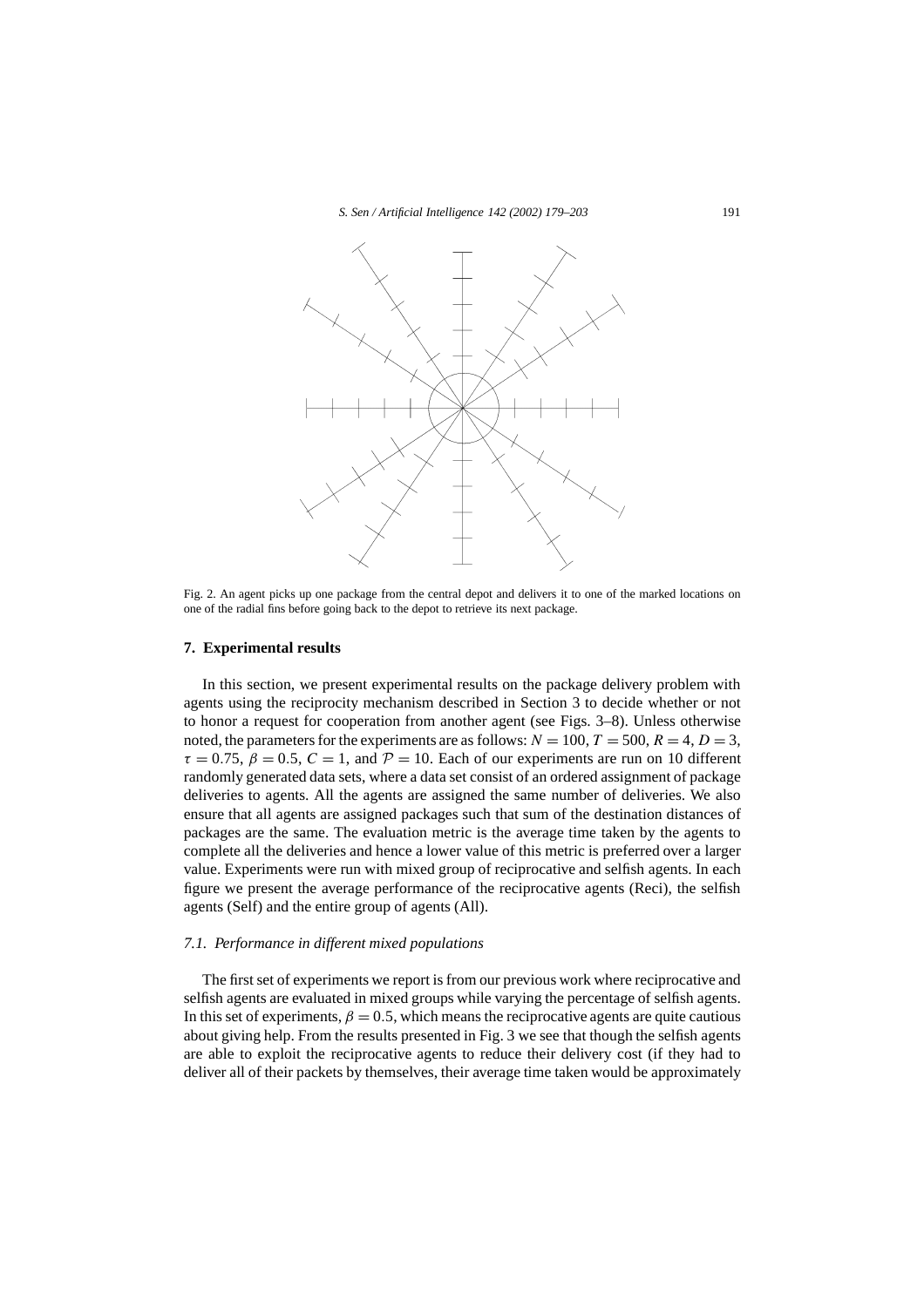Fig. 2. An agent picks up one package from the central depot and delivers it to one of the marked locations on one of the radial fins before going back to the depot to retrieve its next package.

## 7. Experimental results

In this section, we present experimental results on the package delivery problem with agents using the reciprocity mechanism described in Section 3 to decide whether or not to honor a request for cooperation from another agent (see Figs. 3–8). Unless otherwise noted, the parameters for the experiments are as follows: $N = 100$, $T = 500$, $R = 4$, $D = 3$, $\tau = 0.75$, $\beta = 0.5$, $C = 1$, and $\mathcal{P} = 10$. Each of our experiments are run on 10 different randomly generated data sets, where a data set consist of an ordered assignment of package deliveries to agents. All the agents are assigned the same number of deliveries. We also ensure that all agents are assigned packages such that sum of the destination distances of packages are the same. The evaluation metric is the average time taken by the agents to complete all the deliveries and hence a lower value of this metric is preferred over a larger value. Experiments were run with mixed group of reciprocative and selfish agents. In each figure we present the average performance of the reciprocative agents (Reci), the selfish agents (Self) and the entire group of agents (All).

### 7.1. Performance in different mixed populations

The first set of experiments we report is from our previous work where reciprocative and selfish agents are evaluated in mixed groups while varying the percentage of selfish agents. In this set of experiments, $\beta = 0.5$, which means the reciprocative agents are quite cautious about giving help. From the results presented in Fig. 3 we see that though the selfish agents are able to exploit the reciprocative agents to reduce their delivery cost (if they had to deliver all of their packets by themselves, their average time taken would be approximately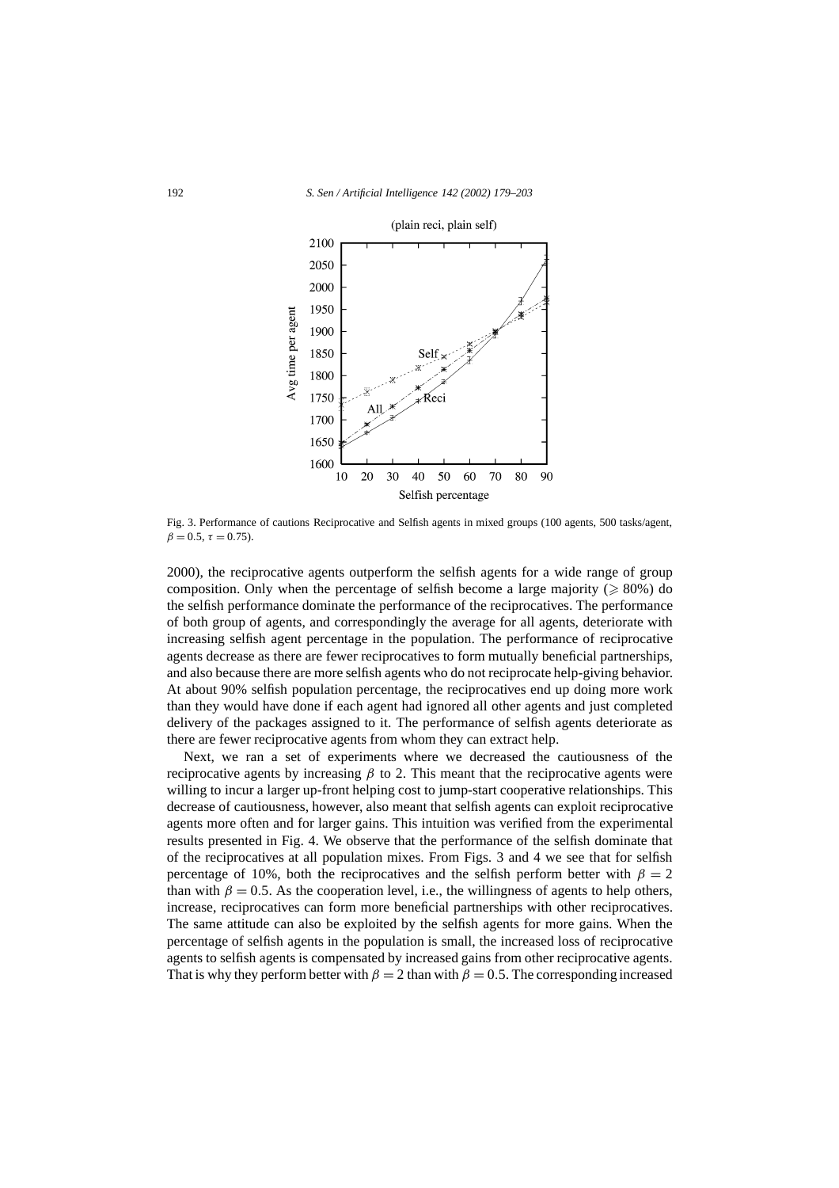Fig. 3. Performance of cautions Reciprocative and Selfish agents in mixed groups (100 agents, 500 tasks/agent, $\beta = 0.5$, $\tau = 0.75$).

2000), the reciprocative agents outperform the selfish agents for a wide range of group composition. Only when the percentage of selfish become a large majority ($\geqslant 80\%$) do the selfish performance dominate the performance of the reciprocatives. The performance of both group of agents, and correspondingly the average for all agents, deteriorate with increasing selfish agent percentage in the population. The performance of reciprocative agents decrease as there are fewer reciprocatives to form mutually beneficial partnerships, and also because there are more selfish agents who do not reciprocate help-giving behavior. At about 90% selfish population percentage, the reciprocatives end up doing more work than they would have done if each agent had ignored all other agents and just completed delivery of the packages assigned to it. The performance of selfish agents deteriorate as there are fewer reciprocative agents from whom they can extract help.

Next, we ran a set of experiments where we decreased the cautiousness of the reciprocative agents by increasing $\beta$ to 2. This meant that the reciprocative agents were willing to incur a larger up-front helping cost to jump-start cooperative relationships. This decrease of cautiousness, however, also meant that selfish agents can exploit reciprocative agents more often and for larger gains. This intuition was verified from the experimental results presented in Fig. 4. We observe that the performance of the selfish dominate that of the reciprocatives at all population mixes. From Figs. 3 and 4 we see that for selfish percentage of 10%, both the reciprocatives and the selfish perform better with $\beta = 2$ than with $\beta = 0.5$. As the cooperation level, i.e., the willingness of agents to help others, increase, reciprocatives can form more beneficial partnerships with other reciprocatives. The same attitude can also be exploited by the selfish agents for more gains. When the percentage of selfish agents in the population is small, the increased loss of reciprocative agents to selfish agents is compensated by increased gains from other reciprocative agents. That is why they perform better with $\beta = 2$ than with $\beta = 0.5$. The corresponding increased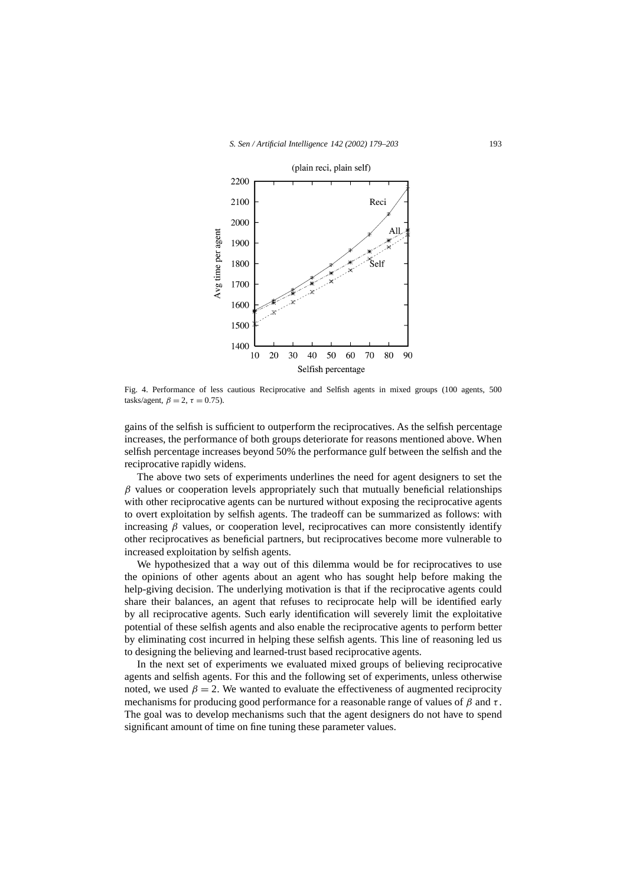Fig. 4. Performance of less cautious Reciprocative and Selfish agents in mixed groups (100 agents, 500 tasks/agent, $\beta = 2$, $\tau = 0.75$).

gains of the selfish is sufficient to outperform the reciprocatives. As the selfish percentage increases, the performance of both groups deteriorate for reasons mentioned above. When selfish percentage increases beyond 50% the performance gulf between the selfish and the reciprocative rapidly widens.

The above two sets of experiments underlines the need for agent designers to set the $\beta$ values or cooperation levels appropriately such that mutually beneficial relationships with other reciprocative agents can be nurtured without exposing the reciprocative agents to overt exploitation by selfish agents. The tradeoff can be summarized as follows: with increasing $\beta$ values, or cooperation level, reciprocatives can more consistently identify other reciprocatives as beneficial partners, but reciprocatives become more vulnerable to increased exploitation by selfish agents.

We hypothesized that a way out of this dilemma would be for reciprocatives to use the opinions of other agents about an agent who has sought help before making the help-giving decision. The underlying motivation is that if the reciprocative agents could share their balances, an agent that refuses to reciprocate help will be identified early by all reciprocative agents. Such early identification will severely limit the exploitative potential of these selfish agents and also enable the reciprocative agents to perform better by eliminating cost incurred in helping these selfish agents. This line of reasoning led us to designing the believing and learned-trust based reciprocative agents.

In the next set of experiments we evaluated mixed groups of believing reciprocative agents and selfish agents. For this and the following set of experiments, unless otherwise noted, we used $\beta = 2$. We wanted to evaluate the effectiveness of augmented reciprocity mechanisms for producing good performance for a reasonable range of values of $\beta$ and $\tau$. The goal was to develop mechanisms such that the agent designers do not have to spend significant amount of time on fine tuning these parameter values.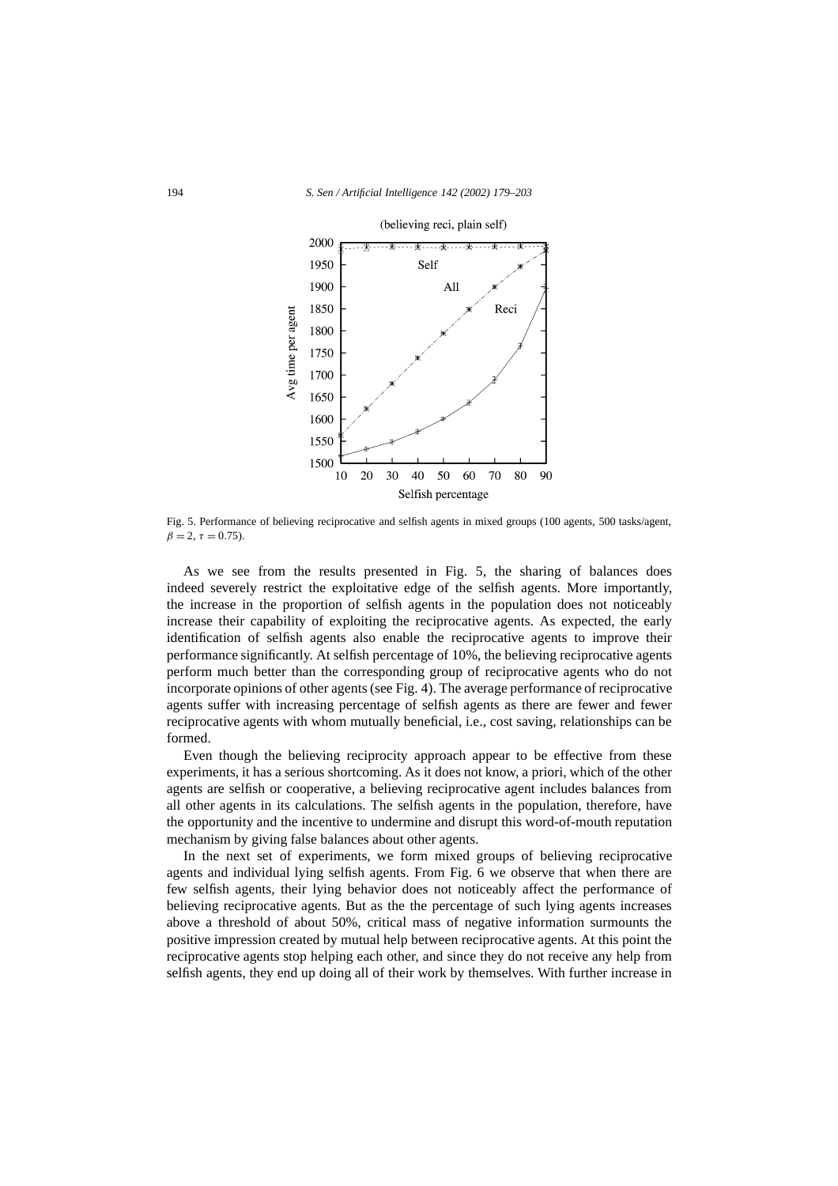Fig. 5. Performance of believing reciprocative and selfish agents in mixed groups (100 agents, 500 tasks/agent, $\beta = 2$, $\tau = 0.75$).

As we see from the results presented in Fig. 5, the sharing of balances does indeed severely restrict the exploitative edge of the selfish agents. More importantly, the increase in the proportion of selfish agents in the population does not noticeably increase their capability of exploiting the reciprocative agents. As expected, the early identification of selfish agents also enable the reciprocative agents to improve their performance significantly. At selfish percentage of 10%, the believing reciprocative agents perform much better than the corresponding group of reciprocative agents who do not incorporate opinions of other agents (see Fig. 4). The average performance of reciprocative agents suffer with increasing percentage of selfish agents as there are fewer and fewer reciprocative agents with whom mutually beneficial, i.e., cost saving, relationships can be formed.

Even though the believing reciprocity approach appear to be effective from these experiments, it has a serious shortcoming. As it does not know, a priori, which of the other agents are selfish or cooperative, a believing reciprocative agent includes balances from all other agents in its calculations. The selfish agents in the population, therefore, have the opportunity and the incentive to undermine and disrupt this word-of-mouth reputation mechanism by giving false balances about other agents.

In the next set of experiments, we form mixed groups of believing reciprocative agents and individual lying selfish agents. From Fig. 6 we observe that when there are few selfish agents, their lying behavior does not noticeably affect the performance of believing reciprocative agents. But as the the percentage of such lying agents increases above a threshold of about 50%, critical mass of negative information surmounts the positive impression created by mutual help between reciprocative agents. At this point the reciprocative agents stop helping each other, and since they do not receive any help from selfish agents, they end up doing all of their work by themselves. With further increase in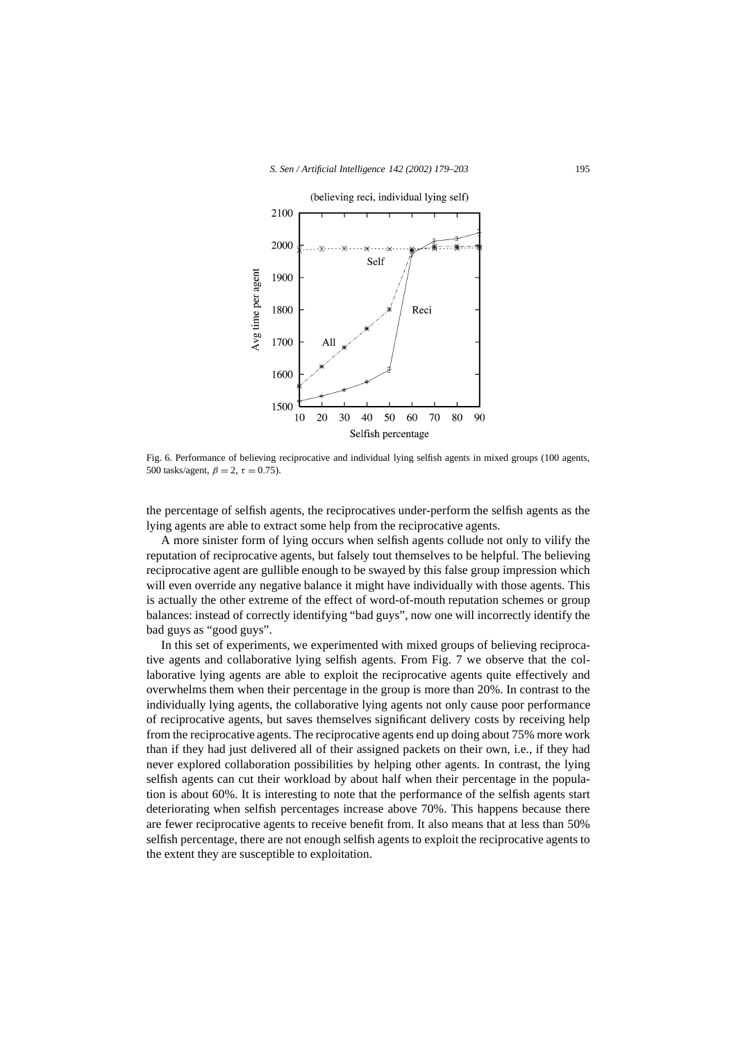Fig. 6. Performance of believing reciprocative and individual lying selfish agents in mixed groups (100 agents, 500 tasks/agent, $\beta = 2$, $\tau = 0.75$).

the percentage of selfish agents, the reciprocatives under-perform the selfish agents as the lying agents are able to extract some help from the reciprocative agents.

A more sinister form of lying occurs when selfish agents collude not only to vilify the reputation of reciprocative agents, but falsely tout themselves to be helpful. The believing reciprocative agent are gullible enough to be swayed by this false group impression which will even override any negative balance it might have individually with those agents. This is actually the other extreme of the effect of word-of-mouth reputation schemes or group balances: instead of correctly identifying "bad guys", now one will incorrectly identify the bad guys as "good guys".

In this set of experiments, we experimented with mixed groups of believing reciprocative agents and collaborative lying selfish agents. From Fig. 7 we observe that the collaborative lying agents are able to exploit the reciprocative agents quite effectively and overwhelms them when their percentage in the group is more than 20%. In contrast to the individually lying agents, the collaborative lying agents not only cause poor performance of reciprocative agents, but saves themselves significant delivery costs by receiving help from the reciprocative agents. The reciprocative agents end up doing about 75% more work than if they had just delivered all of their assigned packets on their own, i.e., if they had never explored collaboration possibilities by helping other agents. In contrast, the lying selfish agents can cut their workload by about half when their percentage in the population is about 60%. It is interesting to note that the performance of the selfish agents start deteriorating when selfish percentages increase above 70%. This happens because there are fewer reciprocative agents to receive benefit from. It also means that at less than 50% selfish percentage, there are not enough selfish agents to exploit the reciprocative agents to the extent they are susceptible to exploitation.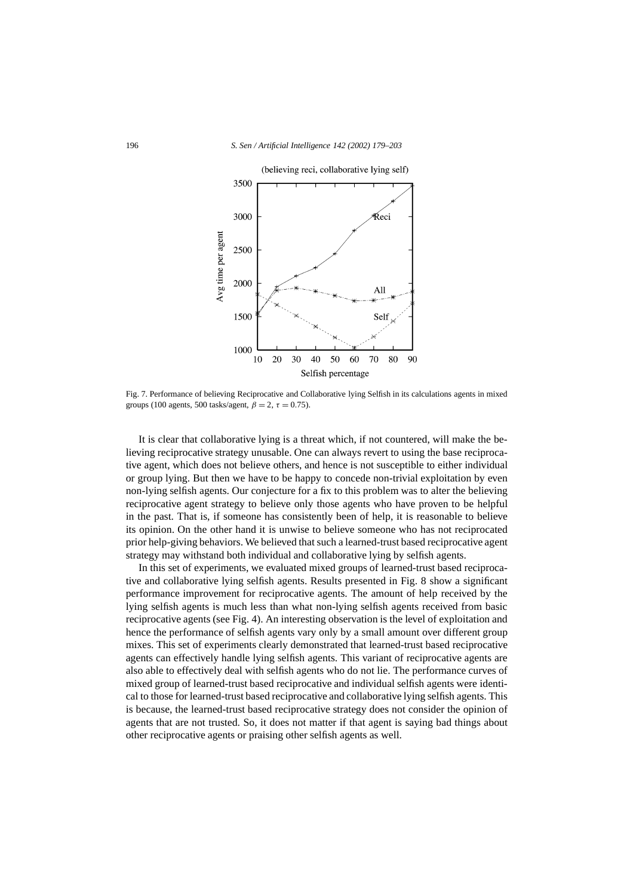Fig. 7. Performance of believing Reciprocative and Collaborative lying Selfish in its calculations agents in mixed groups (100 agents, 500 tasks/agent, $\beta = 2$, $\tau = 0.75$).

It is clear that collaborative lying is a threat which, if not countered, will make the believing reciprocative strategy unusable. One can always revert to using the base reciprocative agent, which does not believe others, and hence is not susceptible to either individual or group lying. But then we have to be happy to concede non-trivial exploitation by even non-lying selfish agents. Our conjecture for a fix to this problem was to alter the believing reciprocative agent strategy to believe only those agents who have proven to be helpful in the past. That is, if someone has consistently been of help, it is reasonable to believe its opinion. On the other hand it is unwise to believe someone who has not reciprocated prior help-giving behaviors. We believed that such a learned-trust based reciprocative agent strategy may withstand both individual and collaborative lying by selfish agents.

In this set of experiments, we evaluated mixed groups of learned-trust based reciprocative and collaborative lying selfish agents. Results presented in Fig. 8 show a significant performance improvement for reciprocative agents. The amount of help received by the lying selfish agents is much less than what non-lying selfish agents received from basic reciprocative agents (see Fig. 4). An interesting observation is the level of exploitation and hence the performance of selfish agents vary only by a small amount over different group mixes. This set of experiments clearly demonstrated that learned-trust based reciprocative agents can effectively handle lying selfish agents. This variant of reciprocative agents are also able to effectively deal with selfish agents who do not lie. The performance curves of mixed group of learned-trust based reciprocative and individual selfish agents were identical to those for learned-trust based reciprocative and collaborative lying selfish agents. This is because, the learned-trust based reciprocative strategy does not consider the opinion of agents that are not trusted. So, it does not matter if that agent is saying bad things about other reciprocative agents or praising other selfish agents as well.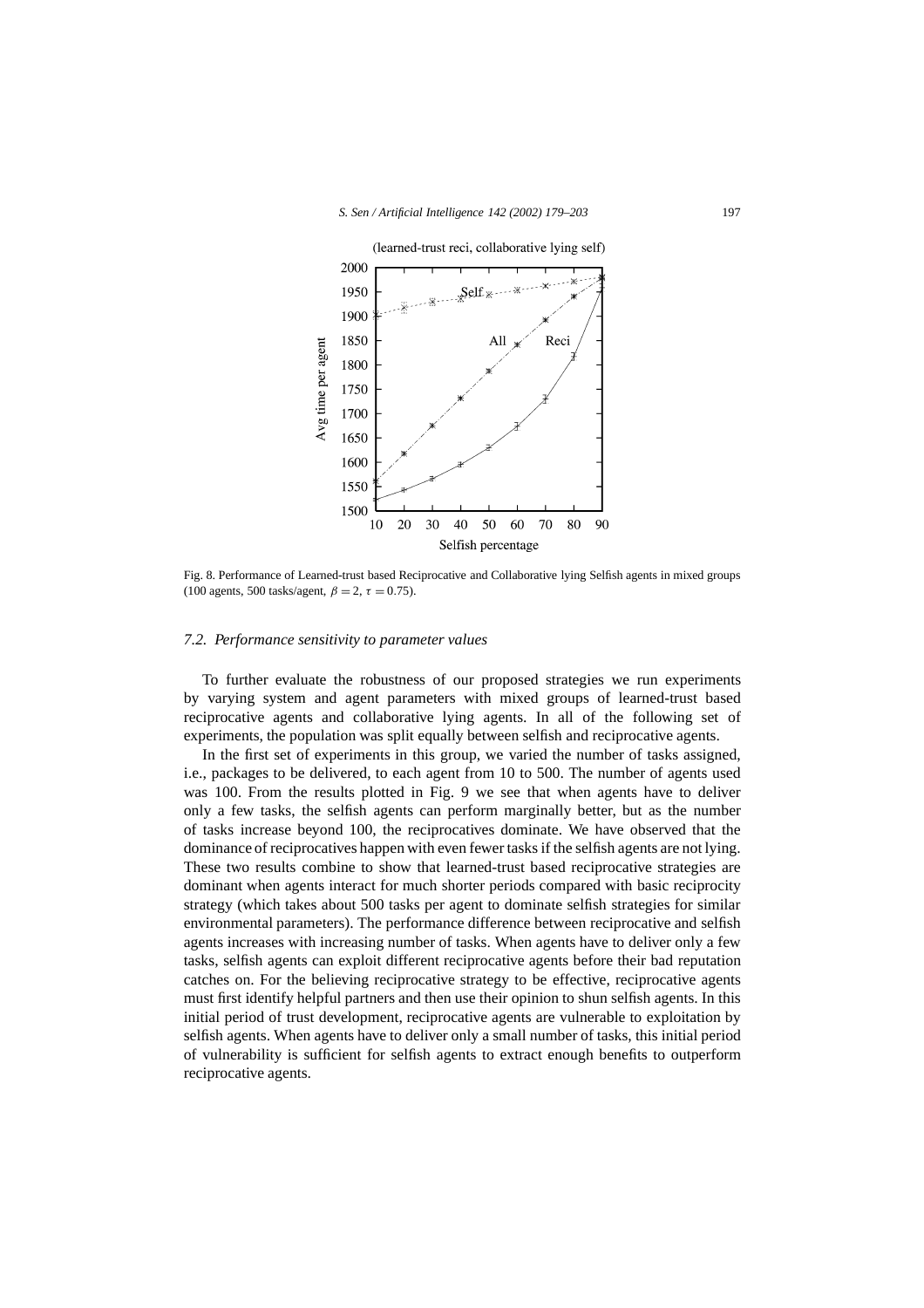Fig. 8. Performance of Learned-trust based Reciprocative and Collaborative lying Selfish agents in mixed groups (100 agents, 500 tasks/agent, $\beta = 2$, $\tau = 0.75$).

### 7.2. *Performance sensitivity to parameter values*

To further evaluate the robustness of our proposed strategies we run experiments by varying system and agent parameters with mixed groups of learned-trust based reciprocative agents and collaborative lying agents. In all of the following set of experiments, the population was split equally between selfish and reciprocative agents.

In the first set of experiments in this group, we varied the number of tasks assigned, i.e., packages to be delivered, to each agent from 10 to 500. The number of agents used was 100. From the results plotted in Fig. 9 we see that when agents have to deliver only a few tasks, the selfish agents can perform marginally better, but as the number of tasks increase beyond 100, the reciprocatives dominate. We have observed that the dominance of reciprocatives happen with even fewer tasks if the selfish agents are not lying. These two results combine to show that learned-trust based reciprocative strategies are dominant when agents interact for much shorter periods compared with basic reciprocity strategy (which takes about 500 tasks per agent to dominate selfish strategies for similar environmental parameters). The performance difference between reciprocative and selfish agents increases with increasing number of tasks. When agents have to deliver only a few tasks, selfish agents can exploit different reciprocative agents before their bad reputation catches on. For the believing reciprocative strategy to be effective, reciprocative agents must first identify helpful partners and then use their opinion to shun selfish agents. In this initial period of trust development, reciprocative agents are vulnerable to exploitation by selfish agents. When agents have to deliver only a small number of tasks, this initial period of vulnerability is sufficient for selfish agents to extract enough benefits to outperform reciprocative agents.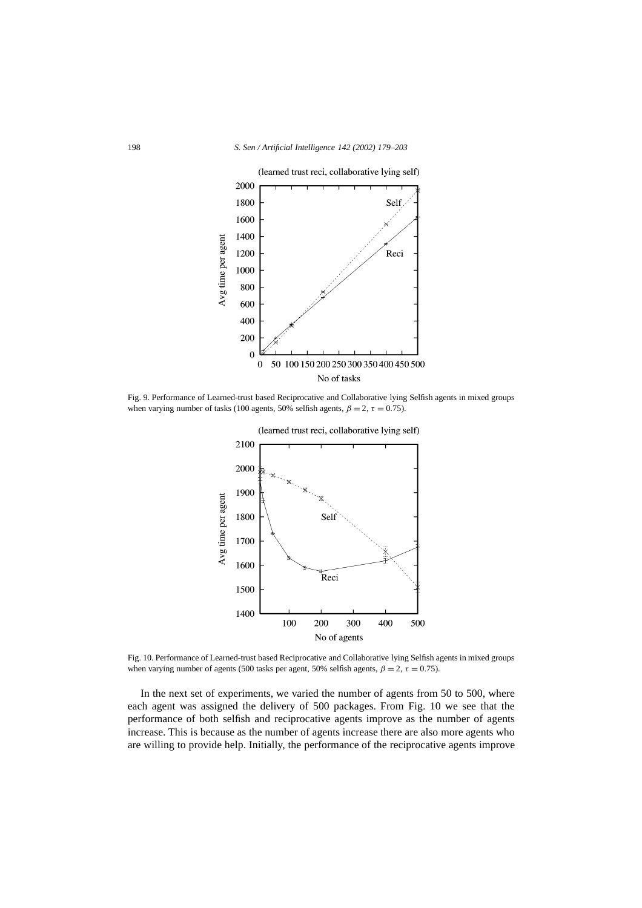Fig. 9. Performance of Learned-trust based Reciprocative and Collaborative lying Selfish agents in mixed groups when varying number of tasks (100 agents, 50% selfish agents, $\beta = 2$, $\tau = 0.75$).

Fig. 10. Performance of Learned-trust based Reciprocative and Collaborative lying Selfish agents in mixed groups when varying number of agents (500 tasks per agent, 50% selfish agents, $\beta = 2$, $\tau = 0.75$).

In the next set of experiments, we varied the number of agents from 50 to 500, where each agent was assigned the delivery of 500 packages. From Fig. 10 we see that the performance of both selfish and reciprocative agents improve as the number of agents increase. This is because as the number of agents increase there are also more agents who are willing to provide help. Initially, the performance of the reciprocative agents improve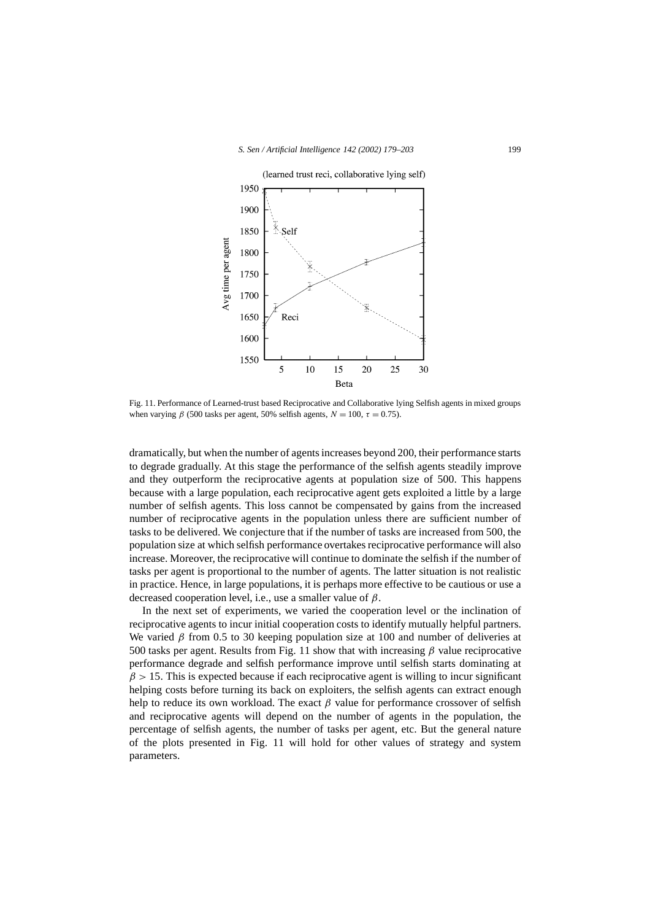Fig. 11. Performance of Learned-trust based Reciprocative and Collaborative lying Selfish agents in mixed groups when varying $\beta$ (500 tasks per agent, 50% selfish agents, $N = 100$, $\tau = 0.75$).

dramatically, but when the number of agents increases beyond 200, their performance starts to degrade gradually. At this stage the performance of the selfish agents steadily improve and they outperform the reciprocative agents at population size of 500. This happens because with a large population, each reciprocative agent gets exploited a little by a large number of selfish agents. This loss cannot be compensated by gains from the increased number of reciprocative agents in the population unless there are sufficient number of tasks to be delivered. We conjecture that if the number of tasks are increased from 500, the population size at which selfish performance overtakes reciprocative performance will also increase. Moreover, the reciprocative will continue to dominate the selfish if the number of tasks per agent is proportional to the number of agents. The latter situation is not realistic in practice. Hence, in large populations, it is perhaps more effective to be cautious or use a decreased cooperation level, i.e., use a smaller value of $\beta$.

In the next set of experiments, we varied the cooperation level or the inclination of reciprocative agents to incur initial cooperation costs to identify mutually helpful partners. We varied $\beta$ from 0.5 to 30 keeping population size at 100 and number of deliveries at 500 tasks per agent. Results from Fig. 11 show that with increasing $\beta$ value reciprocative performance degrade and selfish performance improve until selfish starts dominating at $\beta > 15$. This is expected because if each reciprocative agent is willing to incur significant helping costs before turning its back on exploiters, the selfish agents can extract enough help to reduce its own workload. The exact $\beta$ value for performance crossover of selfish and reciprocative agents will depend on the number of agents in the population, the percentage of selfish agents, the number of tasks per agent, etc. But the general nature of the plots presented in Fig. 11 will hold for other values of strategy and system parameters.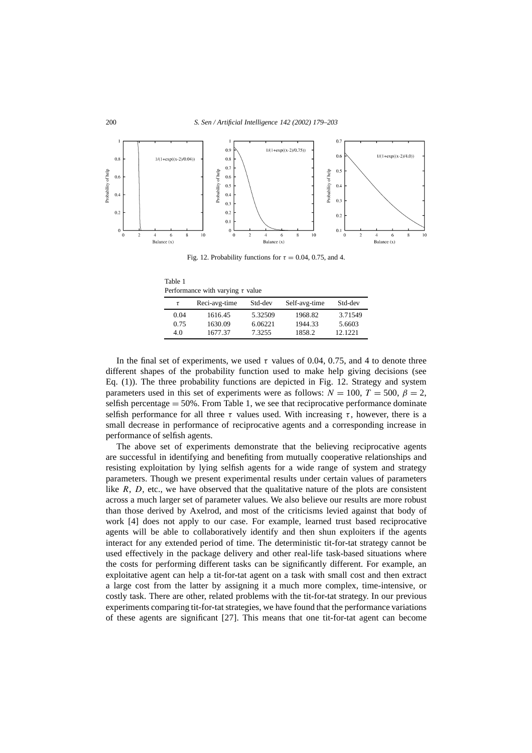Fig. 12. Probability functions for $\tau = 0.04$, 0.75, and 4.

Table 1
Performance with varying $\tau$ value

| $\tau$ | Reci-avg-time | Std-dev | Self-avg-time | Std-dev |
|---|---|---|---|---|
| 0.04 | 1616.45 | 5.32509 | 1968.82 | 3.71549 |
| 0.75 | 1630.09 | 6.06221 | 1944.33 | 5.6603 |
| 4.0 | 1677.37 | 7.3255 | 1858.2 | 12.1221 |

In the final set of experiments, we used $\tau$ values of 0.04, 0.75, and 4 to denote three different shapes of the probability function used to make help giving decisions (see Eq. (1)). The three probability functions are depicted in Fig. 12. Strategy and system parameters used in this set of experiments were as follows: $N = 100$, $T = 500$, $\beta = 2$, selfish percentage = 50%. From Table 1, we see that reciprocative performance dominate selfish performance for all three $\tau$ values used. With increasing $\tau$, however, there is a small decrease in performance of reciprocative agents and a corresponding increase in performance of selfish agents.

The above set of experiments demonstrate that the believing reciprocative agents are successful in identifying and benefiting from mutually cooperative relationships and resisting exploitation by lying selfish agents for a wide range of system and strategy parameters. Though we present experimental results under certain values of parameters like $R$, $D$, etc., we have observed that the qualitative nature of the plots are consistent across a much larger set of parameter values. We also believe our results are more robust than those derived by Axelrod, and most of the criticisms levied against that body of work [4] does not apply to our case. For example, learned trust based reciprocative agents will be able to collaboratively identify and then shun exploiters if the agents interact for any extended period of time. The deterministic tit-for-tat strategy cannot be used effectively in the package delivery and other real-life task-based situations where the costs for performing different tasks can be significantly different. For example, an exploitative agent can help a tit-for-tat agent on a task with small cost and then extract a large cost from the latter by assigning it a much more complex, time-intensive, or costly task. There are other, related problems with the tit-for-tat strategy. In our previous experiments comparing tit-for-tat strategies, we have found that the performance variations of these agents are significant [27]. This means that one tit-for-tat agent can become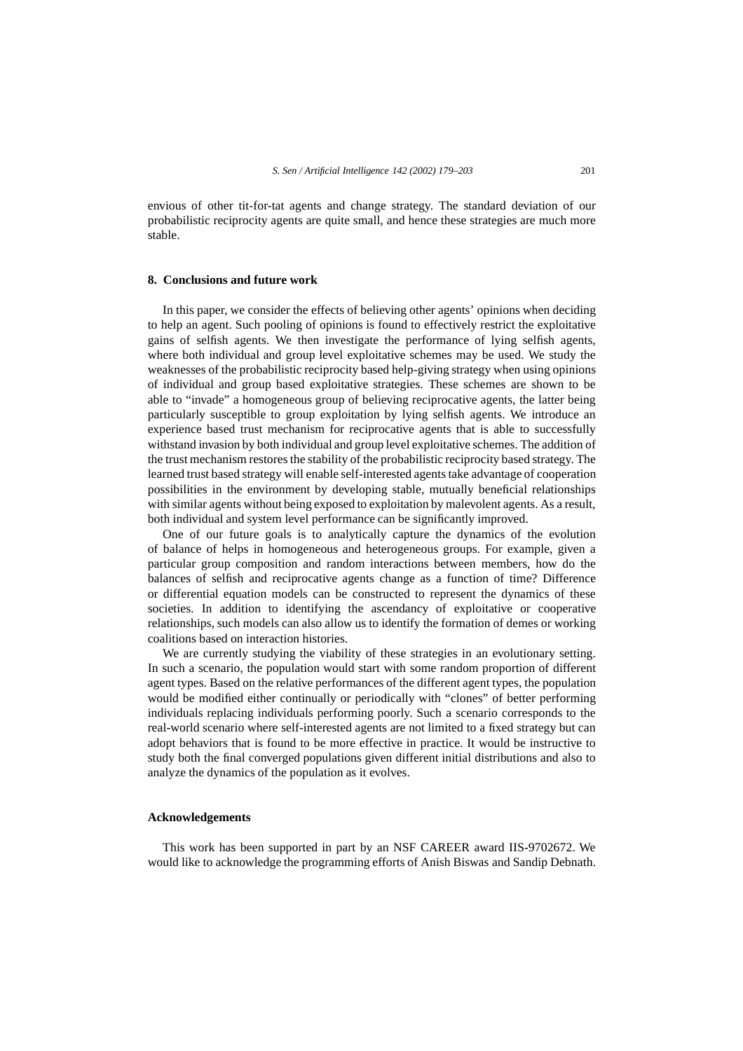envious of other tit-for-tat agents and change strategy. The standard deviation of our probabilistic reciprocity agents are quite small, and hence these strategies are much more stable.

## 8. Conclusions and future work

In this paper, we consider the effects of believing other agents' opinions when deciding to help an agent. Such pooling of opinions is found to effectively restrict the exploitative gains of selfish agents. We then investigate the performance of lying selfish agents, where both individual and group level exploitative schemes may be used. We study the weaknesses of the probabilistic reciprocity based help-giving strategy when using opinions of individual and group based exploitative strategies. These schemes are shown to be able to "invade" a homogeneous group of believing reciprocative agents, the latter being particularly susceptible to group exploitation by lying selfish agents. We introduce an experience based trust mechanism for reciprocative agents that is able to successfully withstand invasion by both individual and group level exploitative schemes. The addition of the trust mechanism restores the stability of the probabilistic reciprocity based strategy. The learned trust based strategy will enable self-interested agents take advantage of cooperation possibilities in the environment by developing stable, mutually beneficial relationships with similar agents without being exposed to exploitation by malevolent agents. As a result, both individual and system level performance can be significantly improved.

One of our future goals is to analytically capture the dynamics of the evolution of balance of helps in homogeneous and heterogeneous groups. For example, given a particular group composition and random interactions between members, how do the balances of selfish and reciprocative agents change as a function of time? Difference or differential equation models can be constructed to represent the dynamics of these societies. In addition to identifying the ascendancy of exploitative or cooperative relationships, such models can also allow us to identify the formation of demes or working coalitions based on interaction histories.

We are currently studying the viability of these strategies in an evolutionary setting. In such a scenario, the population would start with some random proportion of different agent types. Based on the relative performances of the different agent types, the population would be modified either continually or periodically with "clones" of better performing individuals replacing individuals performing poorly. Such a scenario corresponds to the real-world scenario where self-interested agents are not limited to a fixed strategy but can adopt behaviors that is found to be more effective in practice. It would be instructive to study both the final converged populations given different initial distributions and also to analyze the dynamics of the population as it evolves.

## Acknowledgements

This work has been supported in part by an NSF CAREER award IIS-9702672. We would like to acknowledge the programming efforts of Anish Biswas and Sandip Debnath.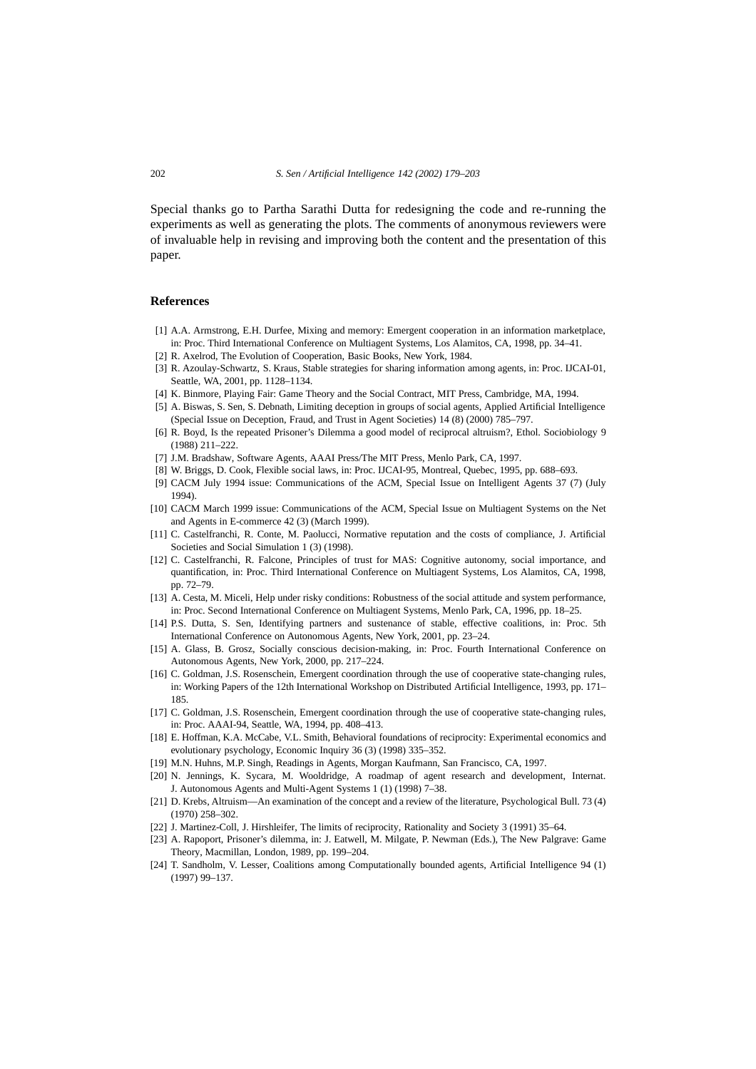Special thanks go to Partha Sarathi Dutta for redesigning the code and re-running the experiments as well as generating the plots. The comments of anonymous reviewers were of invaluable help in revising and improving both the content and the presentation of this paper.

## References

[1] A.A. Armstrong, E.H. Durfee, Mixing and memory: Emergent cooperation in an information marketplace, in: Proc. Third International Conference on Multiagent Systems, Los Alamitos, CA, 1998, pp. 34–41.

[2] R. Axelrod, The Evolution of Cooperation, Basic Books, New York, 1984.

[3] R. Azoulay-Schwartz, S. Kraus, Stable strategies for sharing information among agents, in: Proc. IJCAI-01, Seattle, WA, 2001, pp. 1128–1134.

[4] K. Binmore, Playing Fair: Game Theory and the Social Contract, MIT Press, Cambridge, MA, 1994.

[5] A. Biswas, S. Sen, S. Debnath, Limiting deception in groups of social agents, Applied Artificial Intelligence (Special Issue on Deception, Fraud, and Trust in Agent Societies) 14 (8) (2000) 785–797.

[6] R. Boyd, Is the repeated Prisoner's Dilemma a good model of reciprocal altruism?, Ethol. Sociobiology 9 (1988) 211–222.

[7] J.M. Bradshaw, Software Agents, AAAI Press/The MIT Press, Menlo Park, CA, 1997.

[8] W. Briggs, D. Cook, Flexible social laws, in: Proc. IJCAI-95, Montreal, Quebec, 1995, pp. 688–693.

[9] CACM July 1994 issue: Communications of the ACM, Special Issue on Intelligent Agents 37 (7) (July 1994).

[10] CACM March 1999 issue: Communications of the ACM, Special Issue on Multiagent Systems on the Net and Agents in E-commerce 42 (3) (March 1999).

[11] C. Castelfranchi, R. Conte, M. Paolucci, Normative reputation and the costs of compliance, J. Artificial Societies and Social Simulation 1 (3) (1998).

[12] C. Castelfranchi, R. Falcone, Principles of trust for MAS: Cognitive autonomy, social importance, and quantification, in: Proc. Third International Conference on Multiagent Systems, Los Alamitos, CA, 1998, pp. 72–79.

[13] A. Cesta, M. Miceli, Help under risky conditions: Robustness of the social attitude and system performance, in: Proc. Second International Conference on Multiagent Systems, Menlo Park, CA, 1996, pp. 18–25.

[14] P.S. Dutta, S. Sen, Identifying partners and sustenance of stable, effective coalitions, in: Proc. 5th International Conference on Autonomous Agents, New York, 2001, pp. 23–24.

[15] A. Glass, B. Grosz, Socially conscious decision-making, in: Proc. Fourth International Conference on Autonomous Agents, New York, 2000, pp. 217–224.

[16] C. Goldman, J.S. Rosenschein, Emergent coordination through the use of cooperative state-changing rules, in: Working Papers of the 12th International Workshop on Distributed Artificial Intelligence, 1993, pp. 171–185.

[17] C. Goldman, J.S. Rosenschein, Emergent coordination through the use of cooperative state-changing rules, in: Proc. AAAI-94, Seattle, WA, 1994, pp. 408–413.

[18] E. Hoffman, K.A. McCabe, V.L. Smith, Behavioral foundations of reciprocity: Experimental economics and evolutionary psychology, Economic Inquiry 36 (3) (1998) 335–352.

[19] M.N. Huhns, M.P. Singh, Readings in Agents, Morgan Kaufmann, San Francisco, CA, 1997.

[20] N. Jennings, K. Sycara, M. Wooldridge, A roadmap of agent research and development, Internat. J. Autonomous Agents and Multi-Agent Systems 1 (1) (1998) 7–38.

[21] D. Krebs, Altruism—An examination of the concept and a review of the literature, Psychological Bull. 73 (4) (1970) 258–302.

[22] J. Martinez-Coll, J. Hirshleifer, The limits of reciprocity, Rationality and Society 3 (1991) 35–64.

[23] A. Rapoport, Prisoner's dilemma, in: J. Eatwell, M. Milgate, P. Newman (Eds.), The New Palgrave: Game Theory, Macmillan, London, 1989, pp. 199–204.

[24] T. Sandholm, V. Lesser, Coalitions among Computationally bounded agents, Artificial Intelligence 94 (1) (1997) 99–137.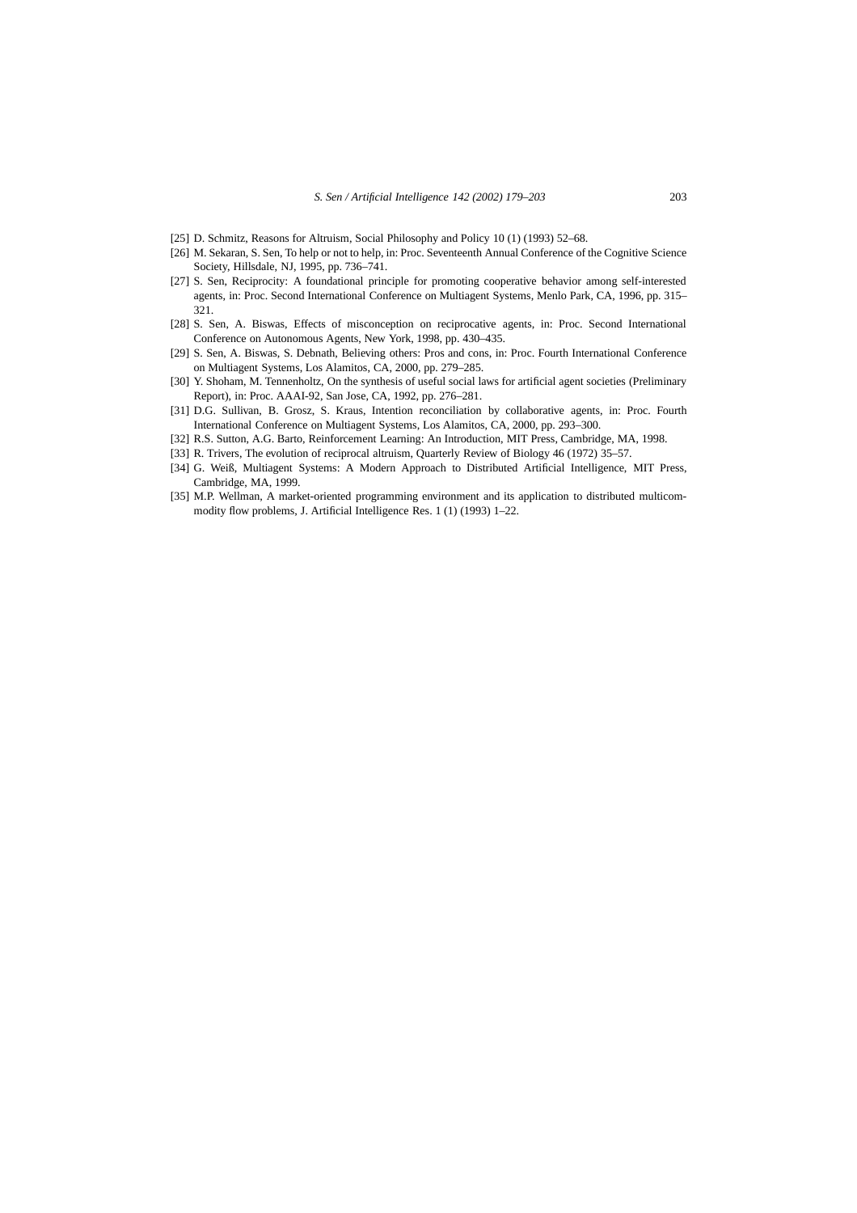[25] D. Schmitz, Reasons for Altruism, Social Philosophy and Policy 10 (1) (1993) 52–68.

[26] M. Sekaran, S. Sen, To help or not to help, in: Proc. Seventeenth Annual Conference of the Cognitive Science Society, Hillsdale, NJ, 1995, pp. 736–741.

[27] S. Sen, Reciprocity: A foundational principle for promoting cooperative behavior among self-interested agents, in: Proc. Second International Conference on Multiagent Systems, Menlo Park, CA, 1996, pp. 315–321.

[28] S. Sen, A. Biswas, Effects of misconception on reciprocative agents, in: Proc. Second International Conference on Autonomous Agents, New York, 1998, pp. 430–435.

[29] S. Sen, A. Biswas, S. Debnath, Believing others: Pros and cons, in: Proc. Fourth International Conference on Multiagent Systems, Los Alamitos, CA, 2000, pp. 279–285.

[30] Y. Shoham, M. Tennenholtz, On the synthesis of useful social laws for artificial agent societies (Preliminary Report), in: Proc. AAAI-92, San Jose, CA, 1992, pp. 276–281.

[31] D.G. Sullivan, B. Grosz, S. Kraus, Intention reconciliation by collaborative agents, in: Proc. Fourth International Conference on Multiagent Systems, Los Alamitos, CA, 2000, pp. 293–300.

[32] R.S. Sutton, A.G. Barto, Reinforcement Learning: An Introduction, MIT Press, Cambridge, MA, 1998.

[33] R. Trivers, The evolution of reciprocal altruism, Quarterly Review of Biology 46 (1972) 35–57.

[34] G. Weiß, Multiagent Systems: A Modern Approach to Distributed Artificial Intelligence, MIT Press, Cambridge, MA, 1999.

[35] M.P. Wellman, A market-oriented programming environment and its application to distributed multicommodity flow problems, J. Artificial Intelligence Res. 1 (1) (1993) 1–22.